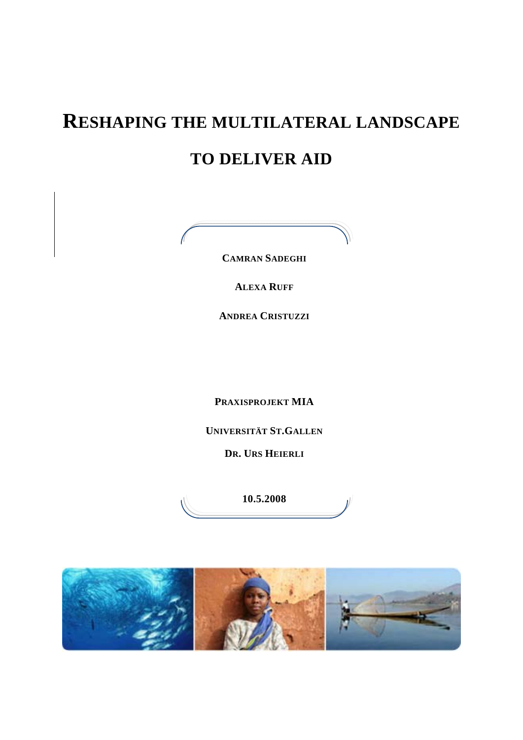# RESHAPING THE MULTILATERAL LANDSCAPE TO DELIVER AID

**CAMRAN SADEGHI**

**ALEXA RUFF**

**ANDREA CRISTUZZI**

**PRAXISPROJEKT MIA**

**UNIVERSITÄT ST.GALLEN**

**DR. URS HEIERLI**

**10.5.2008**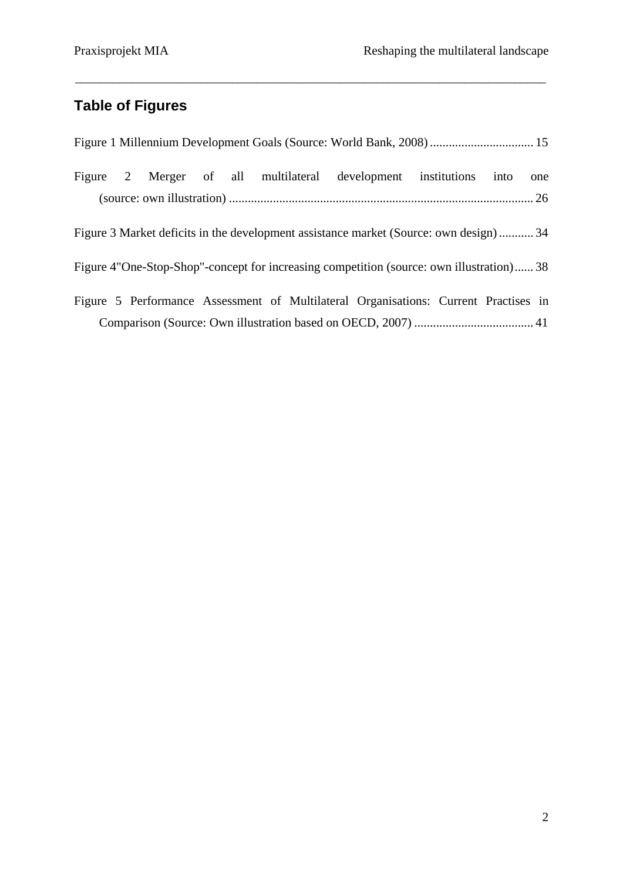## Table of Figures

Figure 1 Millennium Development Goals (Source: World Bank, 2008) ................................ 15

Figure 2 Merger of all multilateral development institutions into one (source: own illustration) ................................................................................................ 26

Figure 3 Market deficits in the development assistance market (Source: own design) ........... 34

Figure 4"One-Stop-Shop"-concept for increasing competition (source: own illustration)...... 38

Figure 5 Performance Assessment of Multilateral Organisations: Current Practises in Comparison (Source: Own illustration based on OECD, 2007) ...................................... 41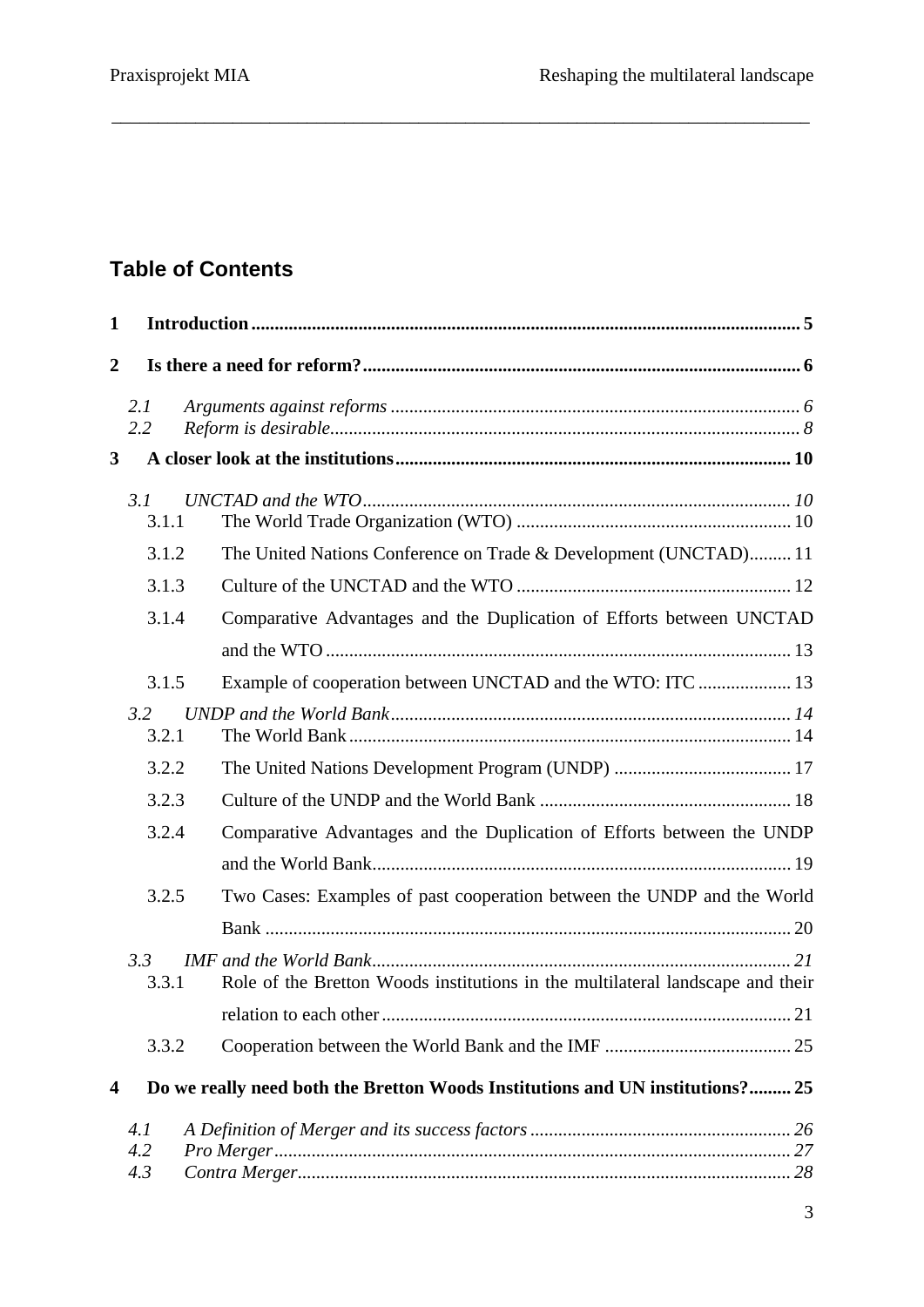## Table of Contents

**1 Introduction** ..... 5

**2 Is there a need for reform?** ..... 6

*2.1 Arguments against reforms* ..... 6
*2.2 Reform is desirable* ..... 8

**3 A closer look at the institutions** ..... 10

*3.1 UNCTAD and the WTO* ..... 10
3.1.1 The World Trade Organization (WTO) ..... 10
3.1.2 The United Nations Conference on Trade & Development (UNCTAD) ..... 11
3.1.3 Culture of the UNCTAD and the WTO ..... 12
3.1.4 Comparative Advantages and the Duplication of Efforts between UNCTAD and the WTO ..... 13
3.1.5 Example of cooperation between UNCTAD and the WTO: ITC ..... 13

*3.2 UNDP and the World Bank* ..... 14
3.2.1 The World Bank ..... 14
3.2.2 The United Nations Development Program (UNDP) ..... 17
3.2.3 Culture of the UNDP and the World Bank ..... 18
3.2.4 Comparative Advantages and the Duplication of Efforts between the UNDP and the World Bank ..... 19
3.2.5 Two Cases: Examples of past cooperation between the UNDP and the World Bank ..... 20

*3.3 IMF and the World Bank* ..... 21
3.3.1 Role of the Bretton Woods institutions in the multilateral landscape and their relation to each other ..... 21
3.3.2 Cooperation between the World Bank and the IMF ..... 25

**4 Do we really need both the Bretton Woods Institutions and UN institutions?** ..... 25

*4.1 A Definition of Merger and its success factors* ..... 26
*4.2 Pro Merger* ..... 27
*4.3 Contra Merger* ..... 28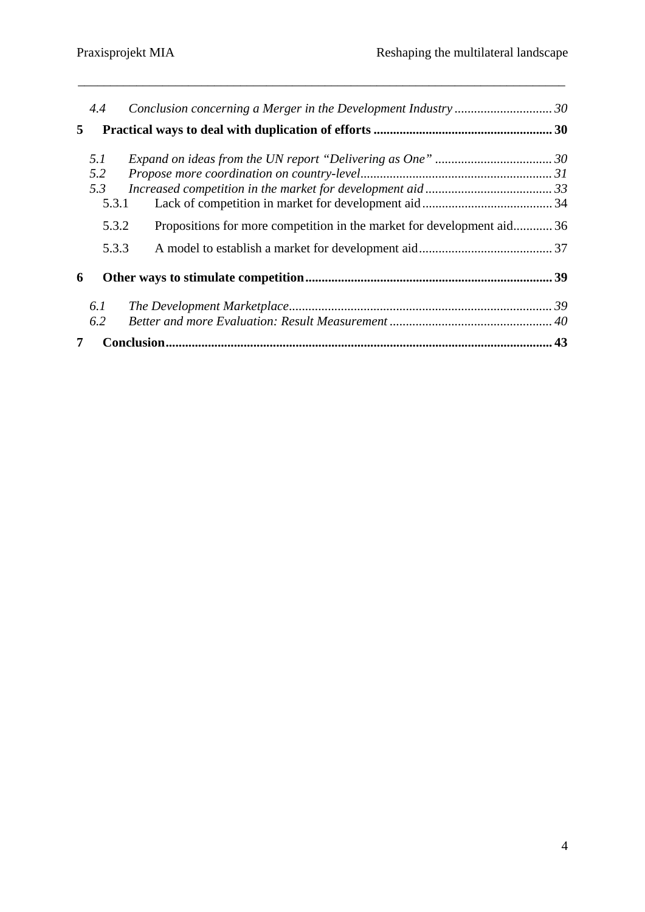*4.4 Conclusion concerning a Merger in the Development Industry ............................. 30*

**5 Practical ways to deal with duplication of efforts ....................................................... 30**

*5.1 Expand on ideas from the UN report "Delivering as One" .................................... 30*
*5.2 Propose more coordination on country-level........................................................... 31*
*5.3 Increased competition in the market for development aid ....................................... 33*
5.3.1 Lack of competition in market for development aid ........................................ 34
5.3.2 Propositions for more competition in the market for development aid............ 36
5.3.3 A model to establish a market for development aid......................................... 37

**6 Other ways to stimulate competition............................................................................ 39**

*6.1 The Development Marketplace................................................................................ 39*
*6.2 Better and more Evaluation: Result Measurement ................................................. 40*

**7 Conclusion...................................................................................................................... 43**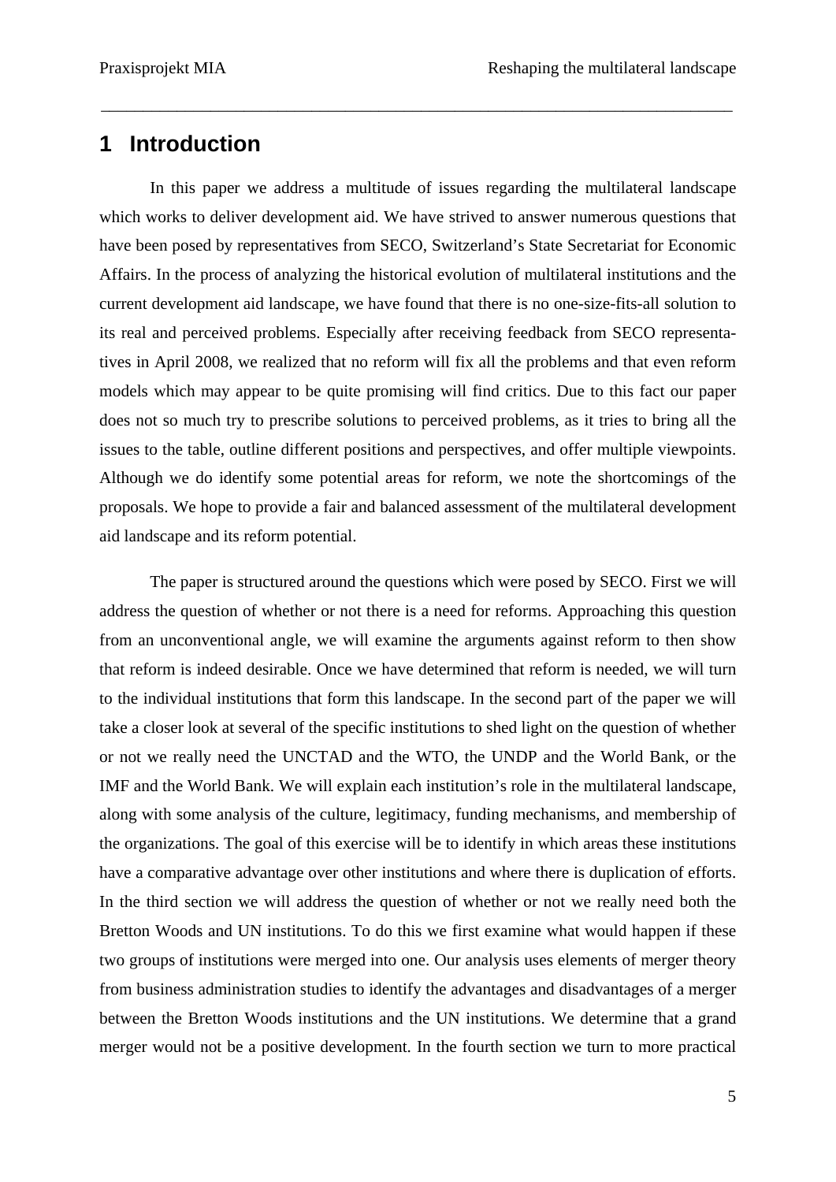# 1 Introduction

In this paper we address a multitude of issues regarding the multilateral landscape which works to deliver development aid. We have strived to answer numerous questions that have been posed by representatives from SECO, Switzerland's State Secretariat for Economic Affairs. In the process of analyzing the historical evolution of multilateral institutions and the current development aid landscape, we have found that there is no one-size-fits-all solution to its real and perceived problems. Especially after receiving feedback from SECO representatives in April 2008, we realized that no reform will fix all the problems and that even reform models which may appear to be quite promising will find critics. Due to this fact our paper does not so much try to prescribe solutions to perceived problems, as it tries to bring all the issues to the table, outline different positions and perspectives, and offer multiple viewpoints. Although we do identify some potential areas for reform, we note the shortcomings of the proposals. We hope to provide a fair and balanced assessment of the multilateral development aid landscape and its reform potential.

The paper is structured around the questions which were posed by SECO. First we will address the question of whether or not there is a need for reforms. Approaching this question from an unconventional angle, we will examine the arguments against reform to then show that reform is indeed desirable. Once we have determined that reform is needed, we will turn to the individual institutions that form this landscape. In the second part of the paper we will take a closer look at several of the specific institutions to shed light on the question of whether or not we really need the UNCTAD and the WTO, the UNDP and the World Bank, or the IMF and the World Bank. We will explain each institution's role in the multilateral landscape, along with some analysis of the culture, legitimacy, funding mechanisms, and membership of the organizations. The goal of this exercise will be to identify in which areas these institutions have a comparative advantage over other institutions and where there is duplication of efforts. In the third section we will address the question of whether or not we really need both the Bretton Woods and UN institutions. To do this we first examine what would happen if these two groups of institutions were merged into one. Our analysis uses elements of merger theory from business administration studies to identify the advantages and disadvantages of a merger between the Bretton Woods institutions and the UN institutions. We determine that a grand merger would not be a positive development. In the fourth section we turn to more practical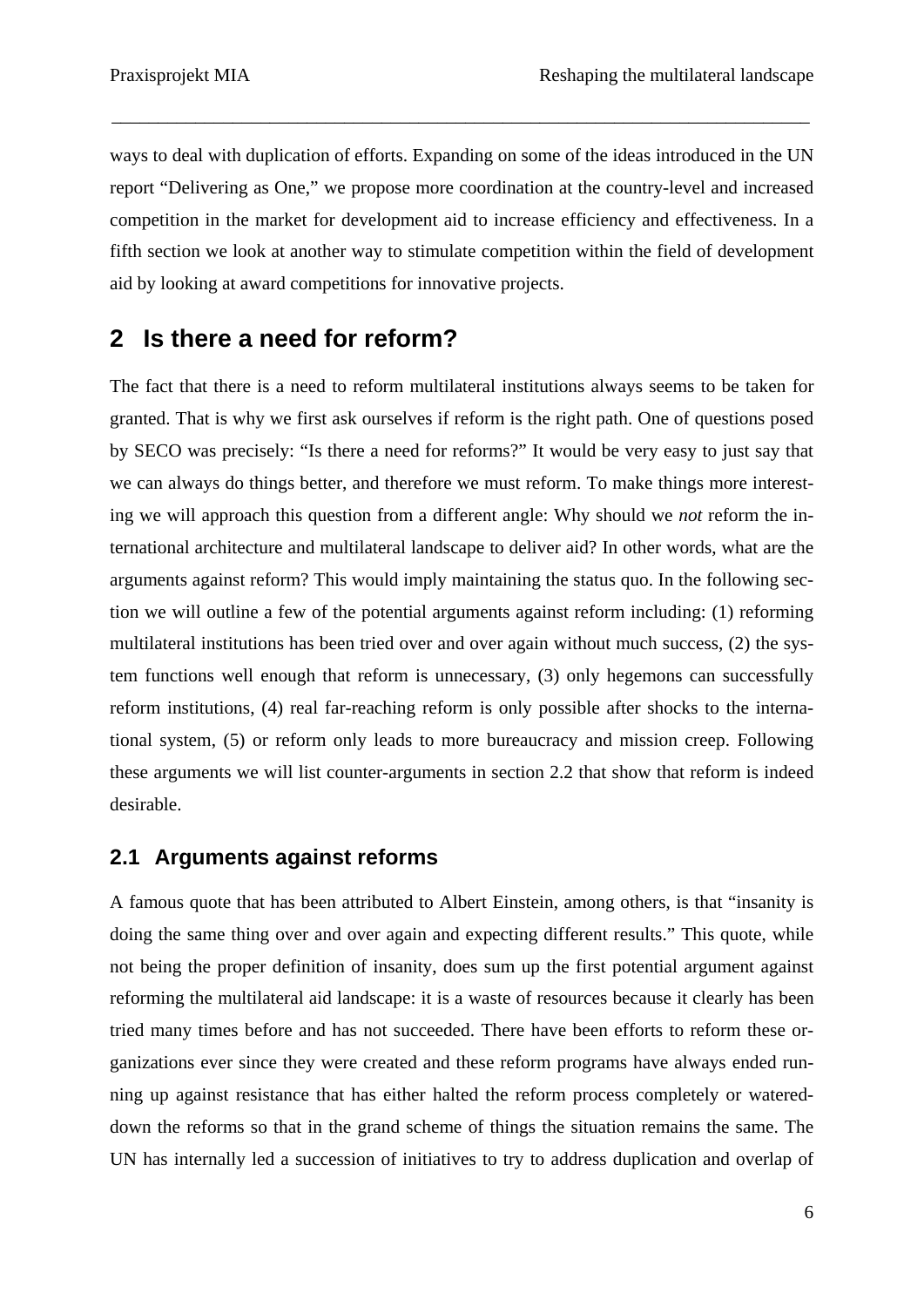ways to deal with duplication of efforts. Expanding on some of the ideas introduced in the UN report "Delivering as One," we propose more coordination at the country-level and increased competition in the market for development aid to increase efficiency and effectiveness. In a fifth section we look at another way to stimulate competition within the field of development aid by looking at award competitions for innovative projects.

# 2 Is there a need for reform?

The fact that there is a need to reform multilateral institutions always seems to be taken for granted. That is why we first ask ourselves if reform is the right path. One of questions posed by SECO was precisely: "Is there a need for reforms?" It would be very easy to just say that we can always do things better, and therefore we must reform. To make things more interesting we will approach this question from a different angle: Why should we *not* reform the international architecture and multilateral landscape to deliver aid? In other words, what are the arguments against reform? This would imply maintaining the status quo. In the following section we will outline a few of the potential arguments against reform including: (1) reforming multilateral institutions has been tried over and over again without much success, (2) the system functions well enough that reform is unnecessary, (3) only hegemons can successfully reform institutions, (4) real far-reaching reform is only possible after shocks to the international system, (5) or reform only leads to more bureaucracy and mission creep. Following these arguments we will list counter-arguments in section 2.2 that show that reform is indeed desirable.

## 2.1 Arguments against reforms

A famous quote that has been attributed to Albert Einstein, among others, is that "insanity is doing the same thing over and over again and expecting different results." This quote, while not being the proper definition of insanity, does sum up the first potential argument against reforming the multilateral aid landscape: it is a waste of resources because it clearly has been tried many times before and has not succeeded. There have been efforts to reform these organizations ever since they were created and these reform programs have always ended running up against resistance that has either halted the reform process completely or watered-down the reforms so that in the grand scheme of things the situation remains the same. The UN has internally led a succession of initiatives to try to address duplication and overlap of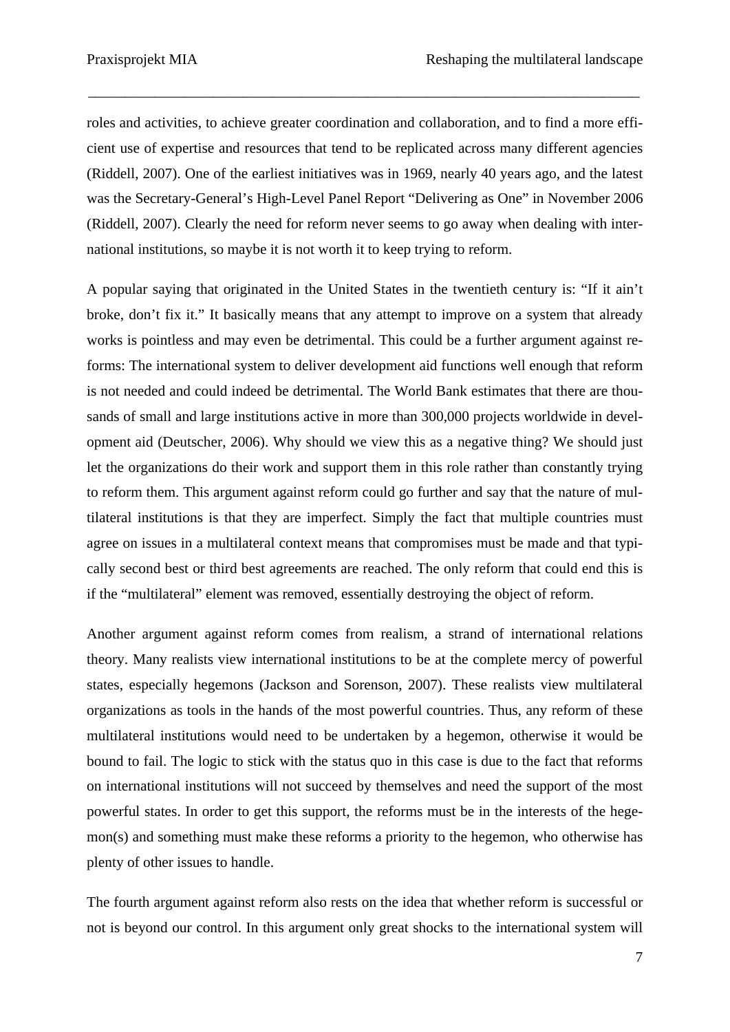roles and activities, to achieve greater coordination and collaboration, and to find a more efficient use of expertise and resources that tend to be replicated across many different agencies (Riddell, 2007). One of the earliest initiatives was in 1969, nearly 40 years ago, and the latest was the Secretary-General's High-Level Panel Report "Delivering as One" in November 2006 (Riddell, 2007). Clearly the need for reform never seems to go away when dealing with international institutions, so maybe it is not worth it to keep trying to reform.

A popular saying that originated in the United States in the twentieth century is: "If it ain't broke, don't fix it." It basically means that any attempt to improve on a system that already works is pointless and may even be detrimental. This could be a further argument against reforms: The international system to deliver development aid functions well enough that reform is not needed and could indeed be detrimental. The World Bank estimates that there are thousands of small and large institutions active in more than 300,000 projects worldwide in development aid (Deutscher, 2006). Why should we view this as a negative thing? We should just let the organizations do their work and support them in this role rather than constantly trying to reform them. This argument against reform could go further and say that the nature of multilateral institutions is that they are imperfect. Simply the fact that multiple countries must agree on issues in a multilateral context means that compromises must be made and that typically second best or third best agreements are reached. The only reform that could end this is if the "multilateral" element was removed, essentially destroying the object of reform.

Another argument against reform comes from realism, a strand of international relations theory. Many realists view international institutions to be at the complete mercy of powerful states, especially hegemons (Jackson and Sorenson, 2007). These realists view multilateral organizations as tools in the hands of the most powerful countries. Thus, any reform of these multilateral institutions would need to be undertaken by a hegemon, otherwise it would be bound to fail. The logic to stick with the status quo in this case is due to the fact that reforms on international institutions will not succeed by themselves and need the support of the most powerful states. In order to get this support, the reforms must be in the interests of the hegemon(s) and something must make these reforms a priority to the hegemon, who otherwise has plenty of other issues to handle.

The fourth argument against reform also rests on the idea that whether reform is successful or not is beyond our control. In this argument only great shocks to the international system will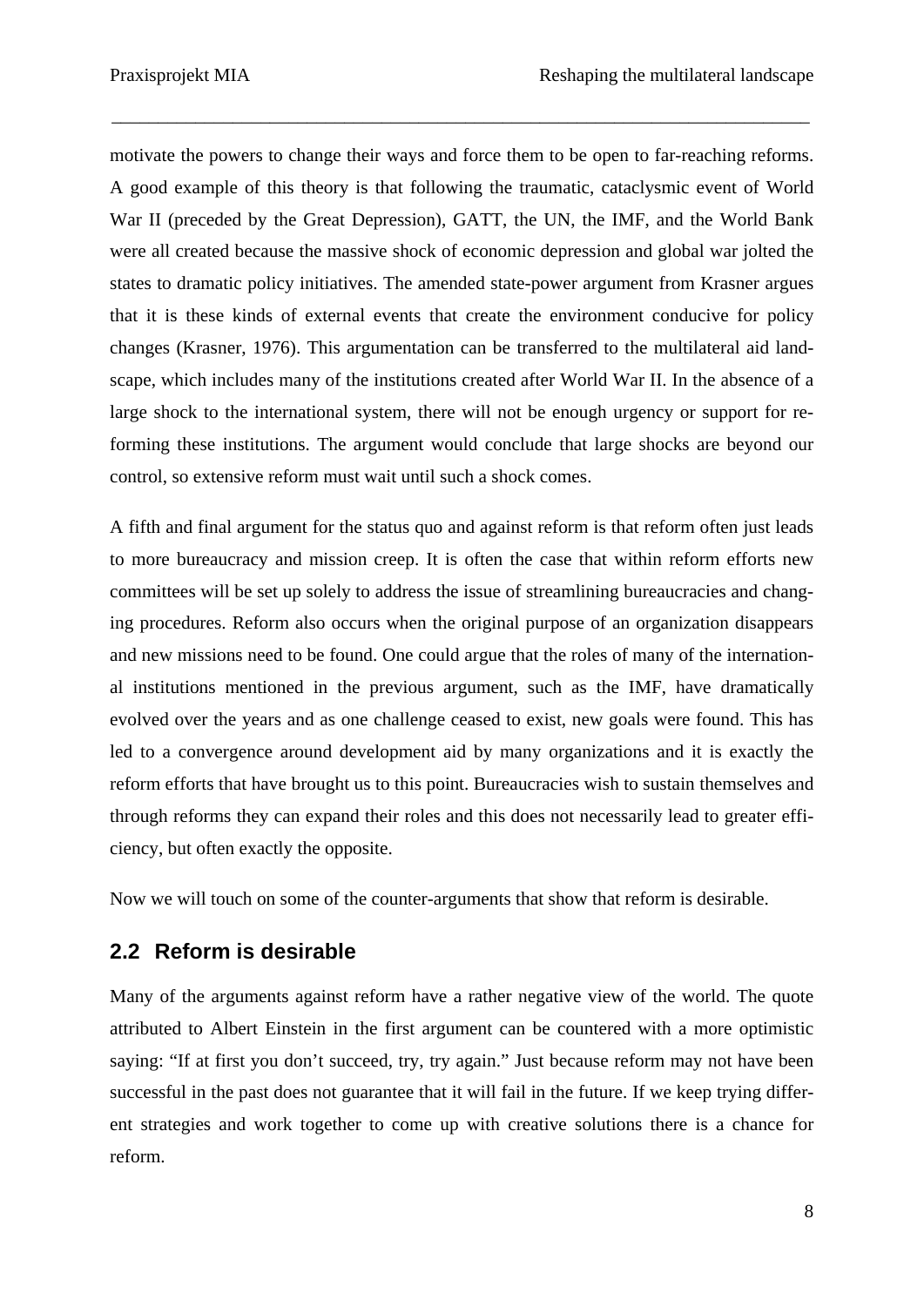motivate the powers to change their ways and force them to be open to far-reaching reforms. A good example of this theory is that following the traumatic, cataclysmic event of World War II (preceded by the Great Depression), GATT, the UN, the IMF, and the World Bank were all created because the massive shock of economic depression and global war jolted the states to dramatic policy initiatives. The amended state-power argument from Krasner argues that it is these kinds of external events that create the environment conducive for policy changes (Krasner, 1976). This argumentation can be transferred to the multilateral aid landscape, which includes many of the institutions created after World War II. In the absence of a large shock to the international system, there will not be enough urgency or support for reforming these institutions. The argument would conclude that large shocks are beyond our control, so extensive reform must wait until such a shock comes.

A fifth and final argument for the status quo and against reform is that reform often just leads to more bureaucracy and mission creep. It is often the case that within reform efforts new committees will be set up solely to address the issue of streamlining bureaucracies and changing procedures. Reform also occurs when the original purpose of an organization disappears and new missions need to be found. One could argue that the roles of many of the international institutions mentioned in the previous argument, such as the IMF, have dramatically evolved over the years and as one challenge ceased to exist, new goals were found. This has led to a convergence around development aid by many organizations and it is exactly the reform efforts that have brought us to this point. Bureaucracies wish to sustain themselves and through reforms they can expand their roles and this does not necessarily lead to greater efficiency, but often exactly the opposite.

Now we will touch on some of the counter-arguments that show that reform is desirable.

## 2.2 Reform is desirable

Many of the arguments against reform have a rather negative view of the world. The quote attributed to Albert Einstein in the first argument can be countered with a more optimistic saying: "If at first you don't succeed, try, try again." Just because reform may not have been successful in the past does not guarantee that it will fail in the future. If we keep trying different strategies and work together to come up with creative solutions there is a chance for reform.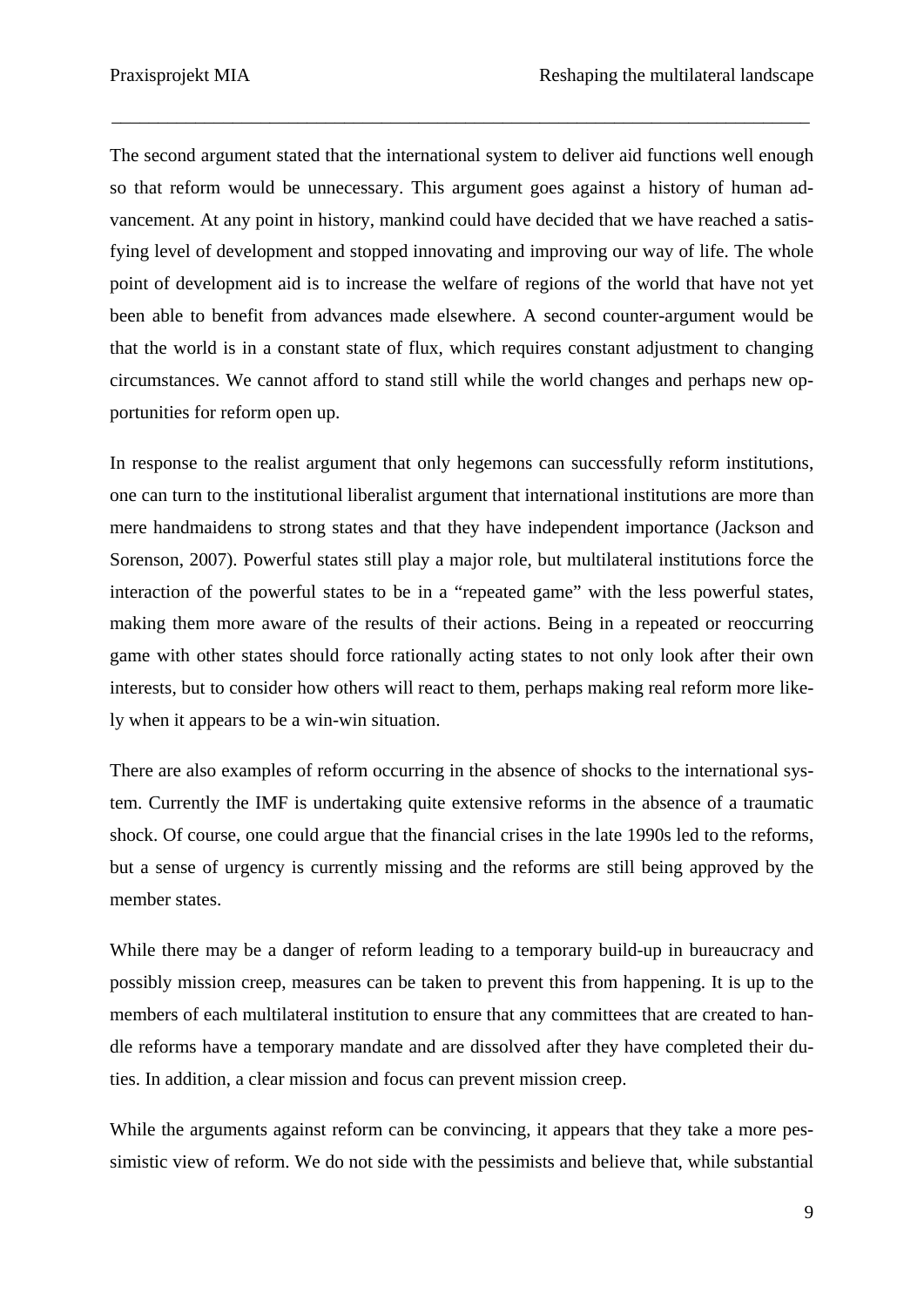The second argument stated that the international system to deliver aid functions well enough so that reform would be unnecessary. This argument goes against a history of human advancement. At any point in history, mankind could have decided that we have reached a satisfying level of development and stopped innovating and improving our way of life. The whole point of development aid is to increase the welfare of regions of the world that have not yet been able to benefit from advances made elsewhere. A second counter-argument would be that the world is in a constant state of flux, which requires constant adjustment to changing circumstances. We cannot afford to stand still while the world changes and perhaps new opportunities for reform open up.

In response to the realist argument that only hegemons can successfully reform institutions, one can turn to the institutional liberalist argument that international institutions are more than mere handmaidens to strong states and that they have independent importance (Jackson and Sorenson, 2007). Powerful states still play a major role, but multilateral institutions force the interaction of the powerful states to be in a "repeated game" with the less powerful states, making them more aware of the results of their actions. Being in a repeated or reoccurring game with other states should force rationally acting states to not only look after their own interests, but to consider how others will react to them, perhaps making real reform more likely when it appears to be a win-win situation.

There are also examples of reform occurring in the absence of shocks to the international system. Currently the IMF is undertaking quite extensive reforms in the absence of a traumatic shock. Of course, one could argue that the financial crises in the late 1990s led to the reforms, but a sense of urgency is currently missing and the reforms are still being approved by the member states.

While there may be a danger of reform leading to a temporary build-up in bureaucracy and possibly mission creep, measures can be taken to prevent this from happening. It is up to the members of each multilateral institution to ensure that any committees that are created to handle reforms have a temporary mandate and are dissolved after they have completed their duties. In addition, a clear mission and focus can prevent mission creep.

While the arguments against reform can be convincing, it appears that they take a more pessimistic view of reform. We do not side with the pessimists and believe that, while substantial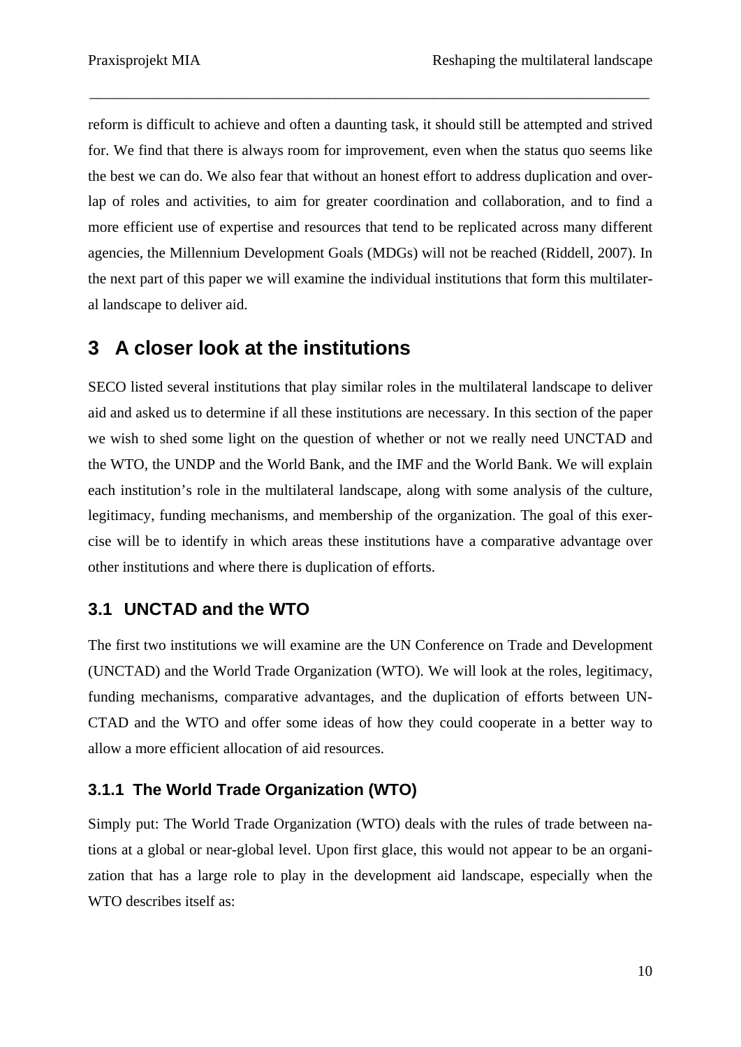reform is difficult to achieve and often a daunting task, it should still be attempted and strived for. We find that there is always room for improvement, even when the status quo seems like the best we can do. We also fear that without an honest effort to address duplication and overlap of roles and activities, to aim for greater coordination and collaboration, and to find a more efficient use of expertise and resources that tend to be replicated across many different agencies, the Millennium Development Goals (MDGs) will not be reached (Riddell, 2007). In the next part of this paper we will examine the individual institutions that form this multilateral landscape to deliver aid.

# 3 A closer look at the institutions

SECO listed several institutions that play similar roles in the multilateral landscape to deliver aid and asked us to determine if all these institutions are necessary. In this section of the paper we wish to shed some light on the question of whether or not we really need UNCTAD and the WTO, the UNDP and the World Bank, and the IMF and the World Bank. We will explain each institution's role in the multilateral landscape, along with some analysis of the culture, legitimacy, funding mechanisms, and membership of the organization. The goal of this exercise will be to identify in which areas these institutions have a comparative advantage over other institutions and where there is duplication of efforts.

## 3.1 UNCTAD and the WTO

The first two institutions we will examine are the UN Conference on Trade and Development (UNCTAD) and the World Trade Organization (WTO). We will look at the roles, legitimacy, funding mechanisms, comparative advantages, and the duplication of efforts between UNCTAD and the WTO and offer some ideas of how they could cooperate in a better way to allow a more efficient allocation of aid resources.

### 3.1.1 The World Trade Organization (WTO)

Simply put: The World Trade Organization (WTO) deals with the rules of trade between nations at a global or near-global level. Upon first glace, this would not appear to be an organization that has a large role to play in the development aid landscape, especially when the WTO describes itself as: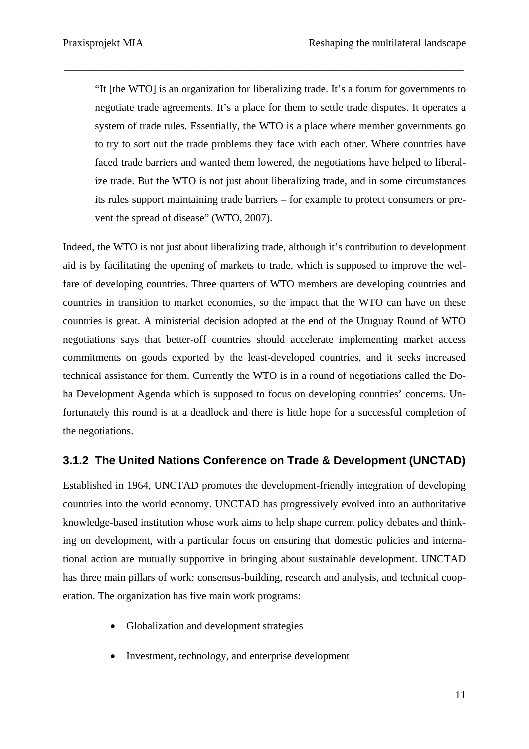> "It [the WTO] is an organization for liberalizing trade. It's a forum for governments to negotiate trade agreements. It's a place for them to settle trade disputes. It operates a system of trade rules. Essentially, the WTO is a place where member governments go to try to sort out the trade problems they face with each other. Where countries have faced trade barriers and wanted them lowered, the negotiations have helped to liberalize trade. But the WTO is not just about liberalizing trade, and in some circumstances its rules support maintaining trade barriers – for example to protect consumers or prevent the spread of disease" (WTO, 2007).

Indeed, the WTO is not just about liberalizing trade, although it's contribution to development aid is by facilitating the opening of markets to trade, which is supposed to improve the welfare of developing countries. Three quarters of WTO members are developing countries and countries in transition to market economies, so the impact that the WTO can have on these countries is great. A ministerial decision adopted at the end of the Uruguay Round of WTO negotiations says that better-off countries should accelerate implementing market access commitments on goods exported by the least-developed countries, and it seeks increased technical assistance for them. Currently the WTO is in a round of negotiations called the Doha Development Agenda which is supposed to focus on developing countries' concerns. Unfortunately this round is at a deadlock and there is little hope for a successful completion of the negotiations.

### 3.1.2 The United Nations Conference on Trade & Development (UNCTAD)

Established in 1964, UNCTAD promotes the development-friendly integration of developing countries into the world economy. UNCTAD has progressively evolved into an authoritative knowledge-based institution whose work aims to help shape current policy debates and thinking on development, with a particular focus on ensuring that domestic policies and international action are mutually supportive in bringing about sustainable development. UNCTAD has three main pillars of work: consensus-building, research and analysis, and technical cooperation. The organization has five main work programs:

- Globalization and development strategies
- Investment, technology, and enterprise development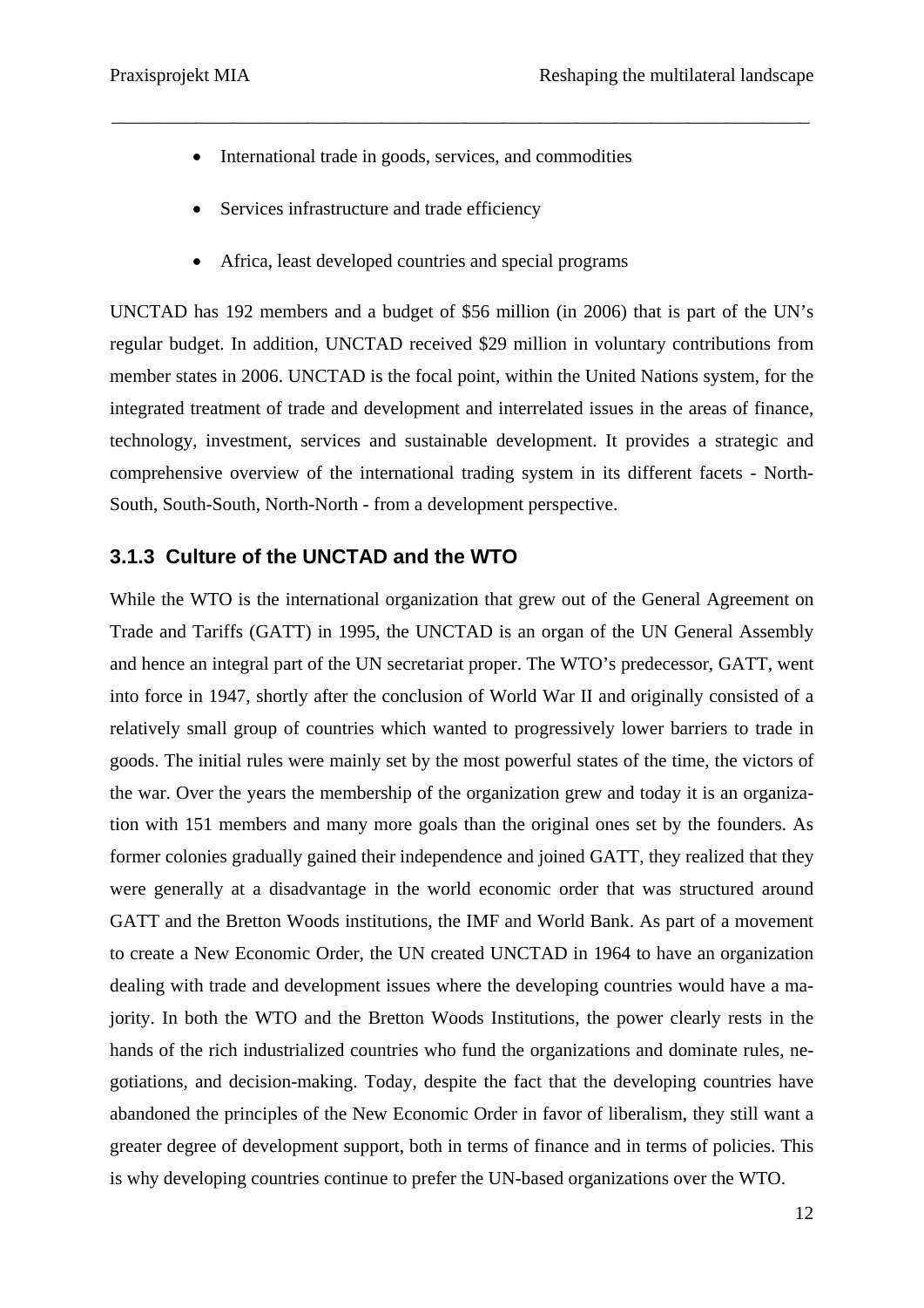- International trade in goods, services, and commodities
- Services infrastructure and trade efficiency
- Africa, least developed countries and special programs

UNCTAD has 192 members and a budget of $56 million (in 2006) that is part of the UN's regular budget. In addition, UNCTAD received $29 million in voluntary contributions from member states in 2006. UNCTAD is the focal point, within the United Nations system, for the integrated treatment of trade and development and interrelated issues in the areas of finance, technology, investment, services and sustainable development. It provides a strategic and comprehensive overview of the international trading system in its different facets - North-South, South-South, North-North - from a development perspective.

### 3.1.3 Culture of the UNCTAD and the WTO

While the WTO is the international organization that grew out of the General Agreement on Trade and Tariffs (GATT) in 1995, the UNCTAD is an organ of the UN General Assembly and hence an integral part of the UN secretariat proper. The WTO's predecessor, GATT, went into force in 1947, shortly after the conclusion of World War II and originally consisted of a relatively small group of countries which wanted to progressively lower barriers to trade in goods. The initial rules were mainly set by the most powerful states of the time, the victors of the war. Over the years the membership of the organization grew and today it is an organization with 151 members and many more goals than the original ones set by the founders. As former colonies gradually gained their independence and joined GATT, they realized that they were generally at a disadvantage in the world economic order that was structured around GATT and the Bretton Woods institutions, the IMF and World Bank. As part of a movement to create a New Economic Order, the UN created UNCTAD in 1964 to have an organization dealing with trade and development issues where the developing countries would have a majority. In both the WTO and the Bretton Woods Institutions, the power clearly rests in the hands of the rich industrialized countries who fund the organizations and dominate rules, negotiations, and decision-making. Today, despite the fact that the developing countries have abandoned the principles of the New Economic Order in favor of liberalism, they still want a greater degree of development support, both in terms of finance and in terms of policies. This is why developing countries continue to prefer the UN-based organizations over the WTO.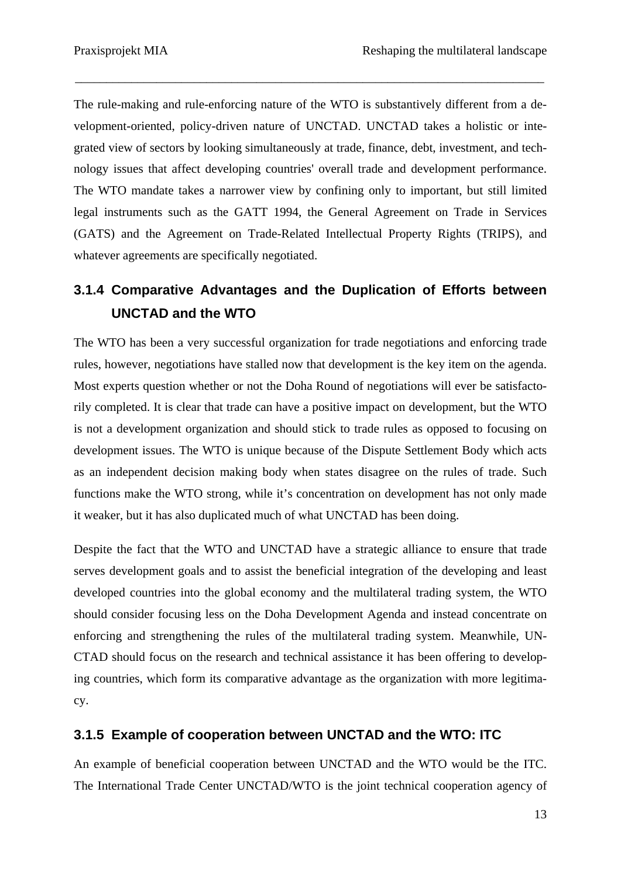The rule-making and rule-enforcing nature of the WTO is substantively different from a development-oriented, policy-driven nature of UNCTAD. UNCTAD takes a holistic or integrated view of sectors by looking simultaneously at trade, finance, debt, investment, and technology issues that affect developing countries' overall trade and development performance. The WTO mandate takes a narrower view by confining only to important, but still limited legal instruments such as the GATT 1994, the General Agreement on Trade in Services (GATS) and the Agreement on Trade-Related Intellectual Property Rights (TRIPS), and whatever agreements are specifically negotiated.

### 3.1.4 Comparative Advantages and the Duplication of Efforts between UNCTAD and the WTO

The WTO has been a very successful organization for trade negotiations and enforcing trade rules, however, negotiations have stalled now that development is the key item on the agenda. Most experts question whether or not the Doha Round of negotiations will ever be satisfactorily completed. It is clear that trade can have a positive impact on development, but the WTO is not a development organization and should stick to trade rules as opposed to focusing on development issues. The WTO is unique because of the Dispute Settlement Body which acts as an independent decision making body when states disagree on the rules of trade. Such functions make the WTO strong, while it's concentration on development has not only made it weaker, but it has also duplicated much of what UNCTAD has been doing.

Despite the fact that the WTO and UNCTAD have a strategic alliance to ensure that trade serves development goals and to assist the beneficial integration of the developing and least developed countries into the global economy and the multilateral trading system, the WTO should consider focusing less on the Doha Development Agenda and instead concentrate on enforcing and strengthening the rules of the multilateral trading system. Meanwhile, UNCTAD should focus on the research and technical assistance it has been offering to developing countries, which form its comparative advantage as the organization with more legitimacy.

### 3.1.5 Example of cooperation between UNCTAD and the WTO: ITC

An example of beneficial cooperation between UNCTAD and the WTO would be the ITC. The International Trade Center UNCTAD/WTO is the joint technical cooperation agency of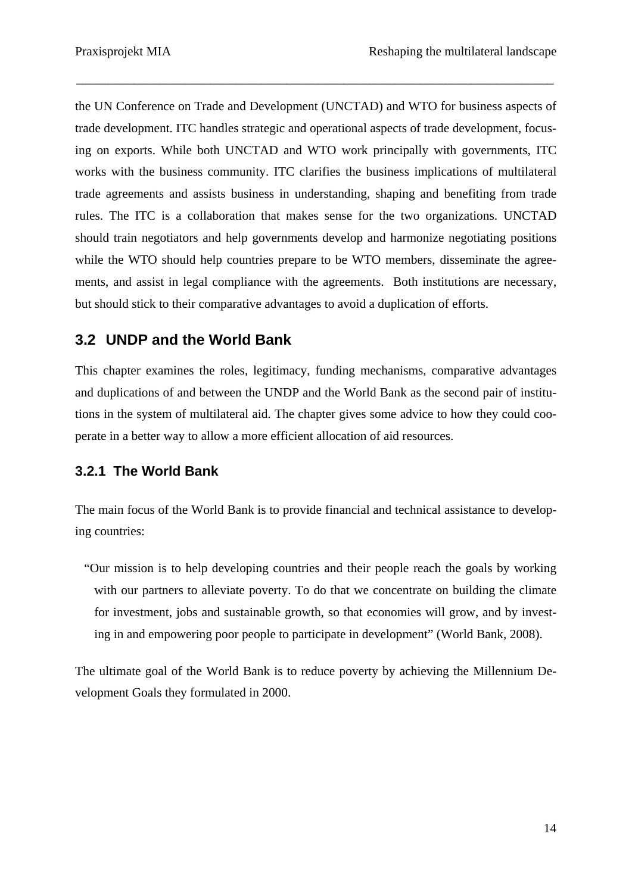the UN Conference on Trade and Development (UNCTAD) and WTO for business aspects of trade development. ITC handles strategic and operational aspects of trade development, focusing on exports. While both UNCTAD and WTO work principally with governments, ITC works with the business community. ITC clarifies the business implications of multilateral trade agreements and assists business in understanding, shaping and benefiting from trade rules. The ITC is a collaboration that makes sense for the two organizations. UNCTAD should train negotiators and help governments develop and harmonize negotiating positions while the WTO should help countries prepare to be WTO members, disseminate the agreements, and assist in legal compliance with the agreements. Both institutions are necessary, but should stick to their comparative advantages to avoid a duplication of efforts.

## 3.2 UNDP and the World Bank

This chapter examines the roles, legitimacy, funding mechanisms, comparative advantages and duplications of and between the UNDP and the World Bank as the second pair of institutions in the system of multilateral aid. The chapter gives some advice to how they could cooperate in a better way to allow a more efficient allocation of aid resources.

### 3.2.1 The World Bank

The main focus of the World Bank is to provide financial and technical assistance to developing countries:

> "Our mission is to help developing countries and their people reach the goals by working with our partners to alleviate poverty. To do that we concentrate on building the climate for investment, jobs and sustainable growth, so that economies will grow, and by investing in and empowering poor people to participate in development" (World Bank, 2008).

The ultimate goal of the World Bank is to reduce poverty by achieving the Millennium Development Goals they formulated in 2000.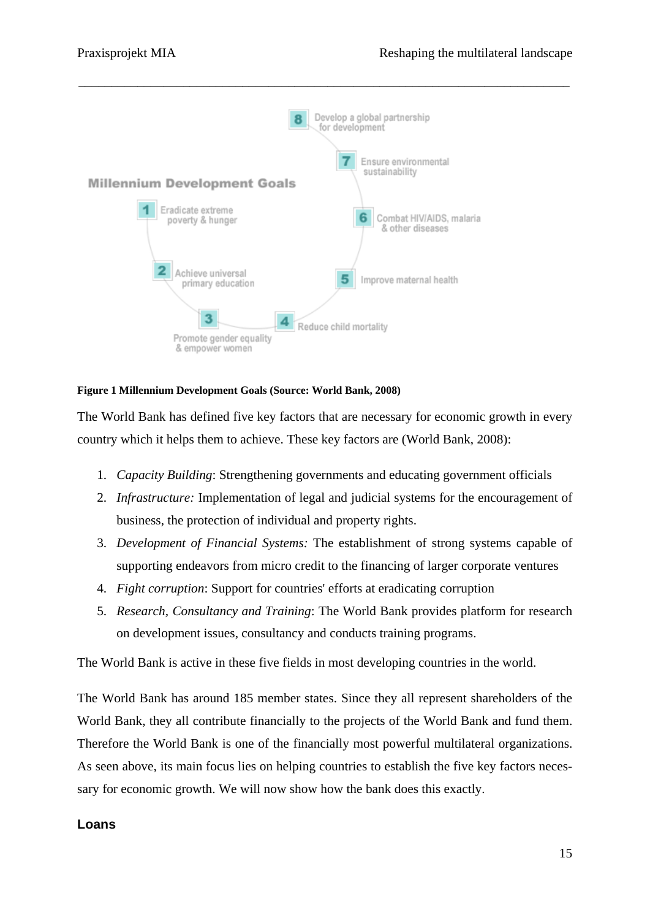**Figure 1 Millennium Development Goals (Source: World Bank, 2008)**

The World Bank has defined five key factors that are necessary for economic growth in every country which it helps them to achieve. These key factors are (World Bank, 2008):

1. *Capacity Building*: Strengthening governments and educating government officials
2. *Infrastructure:* Implementation of legal and judicial systems for the encouragement of business, the protection of individual and property rights.
3. *Development of Financial Systems:* The establishment of strong systems capable of supporting endeavors from micro credit to the financing of larger corporate ventures
4. *Fight corruption*: Support for countries' efforts at eradicating corruption
5. *Research, Consultancy and Training*: The World Bank provides platform for research on development issues, consultancy and conducts training programs.

The World Bank is active in these five fields in most developing countries in the world.

The World Bank has around 185 member states. Since they all represent shareholders of the World Bank, they all contribute financially to the projects of the World Bank and fund them. Therefore the World Bank is one of the financially most powerful multilateral organizations. As seen above, its main focus lies on helping countries to establish the five key factors necessary for economic growth. We will now show how the bank does this exactly.

**Loans**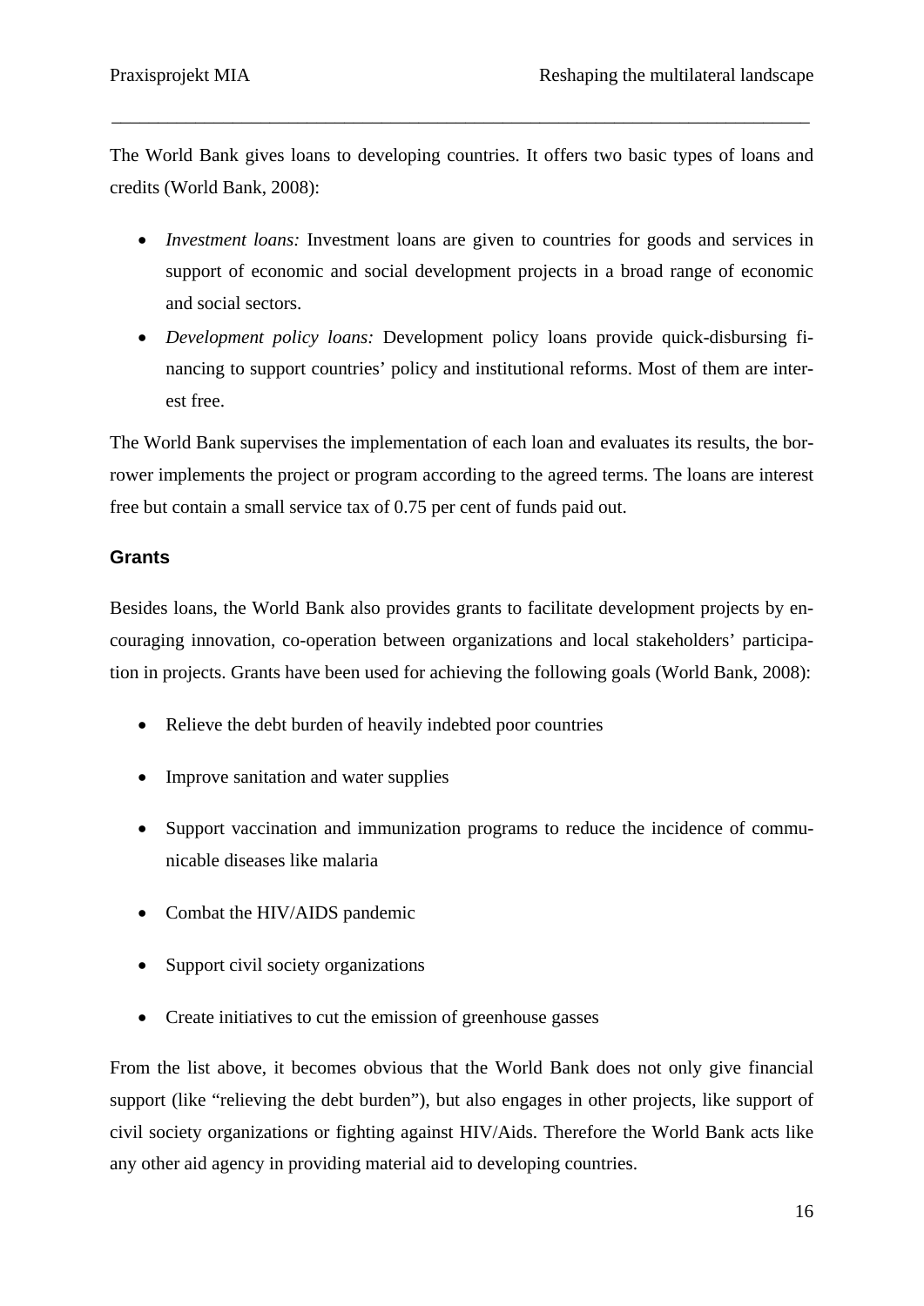The World Bank gives loans to developing countries. It offers two basic types of loans and credits (World Bank, 2008):

- *Investment loans:* Investment loans are given to countries for goods and services in support of economic and social development projects in a broad range of economic and social sectors.
- *Development policy loans:* Development policy loans provide quick-disbursing financing to support countries' policy and institutional reforms. Most of them are interest free.

The World Bank supervises the implementation of each loan and evaluates its results, the borrower implements the project or program according to the agreed terms. The loans are interest free but contain a small service tax of 0.75 per cent of funds paid out.

### Grants

Besides loans, the World Bank also provides grants to facilitate development projects by encouraging innovation, co-operation between organizations and local stakeholders' participation in projects. Grants have been used for achieving the following goals (World Bank, 2008):

- Relieve the debt burden of heavily indebted poor countries
- Improve sanitation and water supplies
- Support vaccination and immunization programs to reduce the incidence of communicable diseases like malaria
- Combat the HIV/AIDS pandemic
- Support civil society organizations
- Create initiatives to cut the emission of greenhouse gasses

From the list above, it becomes obvious that the World Bank does not only give financial support (like "relieving the debt burden"), but also engages in other projects, like support of civil society organizations or fighting against HIV/Aids. Therefore the World Bank acts like any other aid agency in providing material aid to developing countries.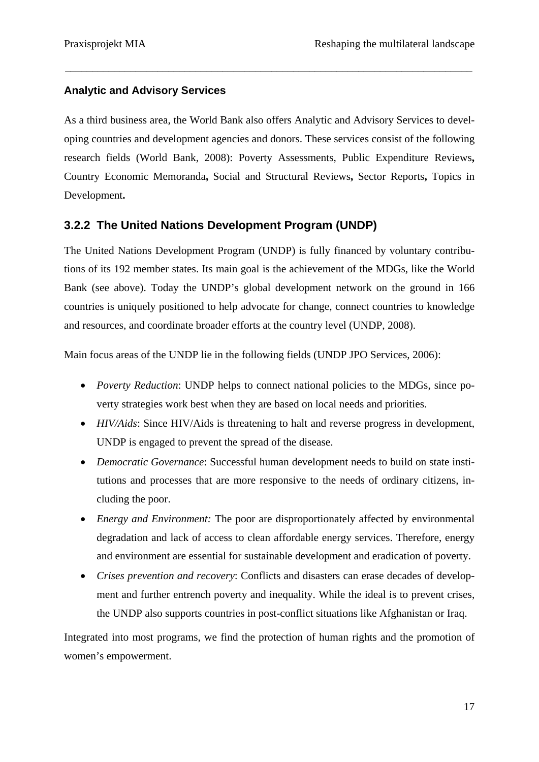### Analytic and Advisory Services

As a third business area, the World Bank also offers Analytic and Advisory Services to developing countries and development agencies and donors. These services consist of the following research fields (World Bank, 2008): Poverty Assessments, Public Expenditure Reviews**,** Country Economic Memoranda**,** Social and Structural Reviews**,** Sector Reports**,** Topics in Development**.**

## 3.2.2 The United Nations Development Program (UNDP)

The United Nations Development Program (UNDP) is fully financed by voluntary contributions of its 192 member states. Its main goal is the achievement of the MDGs, like the World Bank (see above). Today the UNDP's global development network on the ground in 166 countries is uniquely positioned to help advocate for change, connect countries to knowledge and resources, and coordinate broader efforts at the country level (UNDP, 2008).

Main focus areas of the UNDP lie in the following fields (UNDP JPO Services, 2006):

- *Poverty Reduction*: UNDP helps to connect national policies to the MDGs, since poverty strategies work best when they are based on local needs and priorities.
- *HIV/Aids*: Since HIV/Aids is threatening to halt and reverse progress in development, UNDP is engaged to prevent the spread of the disease.
- *Democratic Governance*: Successful human development needs to build on state institutions and processes that are more responsive to the needs of ordinary citizens, including the poor.
- *Energy and Environment:* The poor are disproportionately affected by environmental degradation and lack of access to clean affordable energy services. Therefore, energy and environment are essential for sustainable development and eradication of poverty.
- *Crises prevention and recovery*: Conflicts and disasters can erase decades of development and further entrench poverty and inequality. While the ideal is to prevent crises, the UNDP also supports countries in post-conflict situations like Afghanistan or Iraq.

Integrated into most programs, we find the protection of human rights and the promotion of women's empowerment.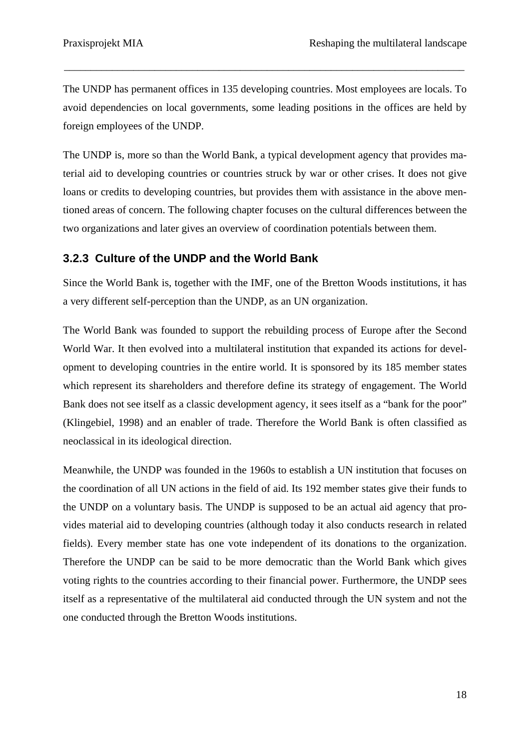The UNDP has permanent offices in 135 developing countries. Most employees are locals. To avoid dependencies on local governments, some leading positions in the offices are held by foreign employees of the UNDP.

The UNDP is, more so than the World Bank, a typical development agency that provides material aid to developing countries or countries struck by war or other crises. It does not give loans or credits to developing countries, but provides them with assistance in the above mentioned areas of concern. The following chapter focuses on the cultural differences between the two organizations and later gives an overview of coordination potentials between them.

### 3.2.3 Culture of the UNDP and the World Bank

Since the World Bank is, together with the IMF, one of the Bretton Woods institutions, it has a very different self-perception than the UNDP, as an UN organization.

The World Bank was founded to support the rebuilding process of Europe after the Second World War. It then evolved into a multilateral institution that expanded its actions for development to developing countries in the entire world. It is sponsored by its 185 member states which represent its shareholders and therefore define its strategy of engagement. The World Bank does not see itself as a classic development agency, it sees itself as a "bank for the poor" (Klingebiel, 1998) and an enabler of trade. Therefore the World Bank is often classified as neoclassical in its ideological direction.

Meanwhile, the UNDP was founded in the 1960s to establish a UN institution that focuses on the coordination of all UN actions in the field of aid. Its 192 member states give their funds to the UNDP on a voluntary basis. The UNDP is supposed to be an actual aid agency that provides material aid to developing countries (although today it also conducts research in related fields). Every member state has one vote independent of its donations to the organization. Therefore the UNDP can be said to be more democratic than the World Bank which gives voting rights to the countries according to their financial power. Furthermore, the UNDP sees itself as a representative of the multilateral aid conducted through the UN system and not the one conducted through the Bretton Woods institutions.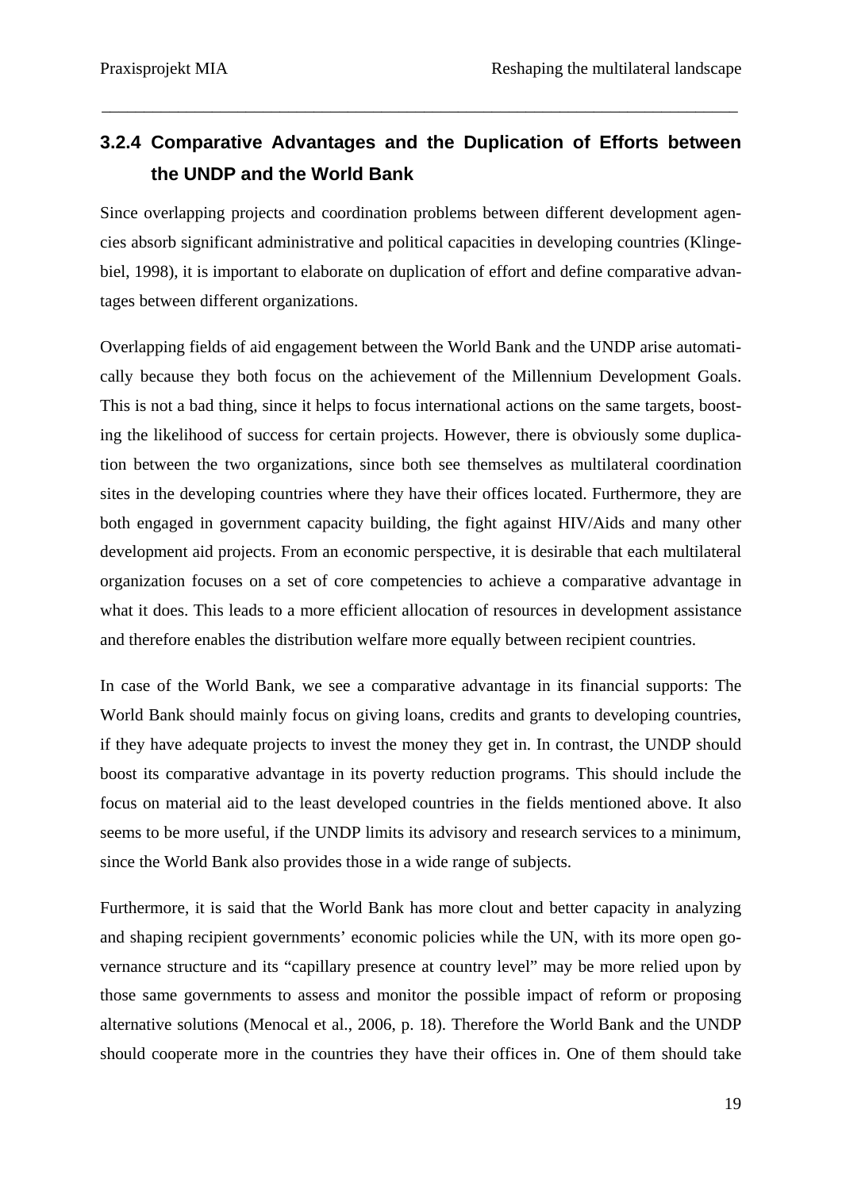### 3.2.4 Comparative Advantages and the Duplication of Efforts between the UNDP and the World Bank

Since overlapping projects and coordination problems between different development agencies absorb significant administrative and political capacities in developing countries (Klingebiel, 1998), it is important to elaborate on duplication of effort and define comparative advantages between different organizations.

Overlapping fields of aid engagement between the World Bank and the UNDP arise automatically because they both focus on the achievement of the Millennium Development Goals. This is not a bad thing, since it helps to focus international actions on the same targets, boosting the likelihood of success for certain projects. However, there is obviously some duplication between the two organizations, since both see themselves as multilateral coordination sites in the developing countries where they have their offices located. Furthermore, they are both engaged in government capacity building, the fight against HIV/Aids and many other development aid projects. From an economic perspective, it is desirable that each multilateral organization focuses on a set of core competencies to achieve a comparative advantage in what it does. This leads to a more efficient allocation of resources in development assistance and therefore enables the distribution welfare more equally between recipient countries.

In case of the World Bank, we see a comparative advantage in its financial supports: The World Bank should mainly focus on giving loans, credits and grants to developing countries, if they have adequate projects to invest the money they get in. In contrast, the UNDP should boost its comparative advantage in its poverty reduction programs. This should include the focus on material aid to the least developed countries in the fields mentioned above. It also seems to be more useful, if the UNDP limits its advisory and research services to a minimum, since the World Bank also provides those in a wide range of subjects.

Furthermore, it is said that the World Bank has more clout and better capacity in analyzing and shaping recipient governments' economic policies while the UN, with its more open governance structure and its "capillary presence at country level" may be more relied upon by those same governments to assess and monitor the possible impact of reform or proposing alternative solutions (Menocal et al., 2006, p. 18). Therefore the World Bank and the UNDP should cooperate more in the countries they have their offices in. One of them should take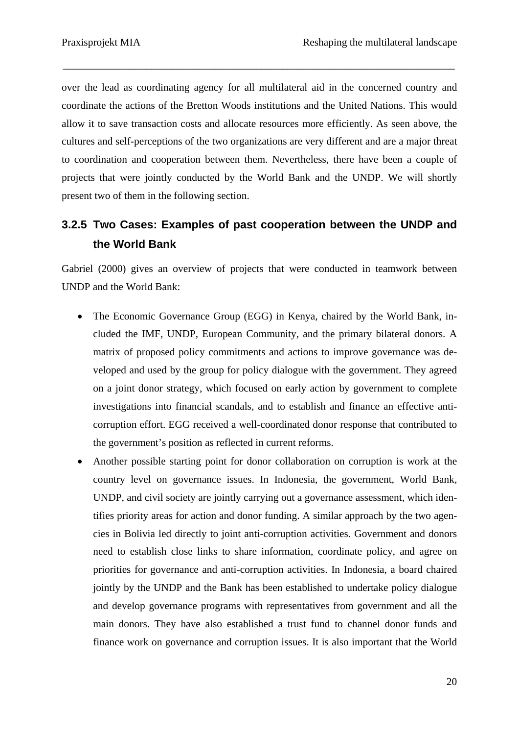over the lead as coordinating agency for all multilateral aid in the concerned country and coordinate the actions of the Bretton Woods institutions and the United Nations. This would allow it to save transaction costs and allocate resources more efficiently. As seen above, the cultures and self-perceptions of the two organizations are very different and are a major threat to coordination and cooperation between them. Nevertheless, there have been a couple of projects that were jointly conducted by the World Bank and the UNDP. We will shortly present two of them in the following section.

### 3.2.5 Two Cases: Examples of past cooperation between the UNDP and the World Bank

Gabriel (2000) gives an overview of projects that were conducted in teamwork between UNDP and the World Bank:

- The Economic Governance Group (EGG) in Kenya, chaired by the World Bank, included the IMF, UNDP, European Community, and the primary bilateral donors. A matrix of proposed policy commitments and actions to improve governance was developed and used by the group for policy dialogue with the government. They agreed on a joint donor strategy, which focused on early action by government to complete investigations into financial scandals, and to establish and finance an effective anti-corruption effort. EGG received a well-coordinated donor response that contributed to the government's position as reflected in current reforms.
- Another possible starting point for donor collaboration on corruption is work at the country level on governance issues. In Indonesia, the government, World Bank, UNDP, and civil society are jointly carrying out a governance assessment, which identifies priority areas for action and donor funding. A similar approach by the two agencies in Bolivia led directly to joint anti-corruption activities. Government and donors need to establish close links to share information, coordinate policy, and agree on priorities for governance and anti-corruption activities. In Indonesia, a board chaired jointly by the UNDP and the Bank has been established to undertake policy dialogue and develop governance programs with representatives from government and all the main donors. They have also established a trust fund to channel donor funds and finance work on governance and corruption issues. It is also important that the World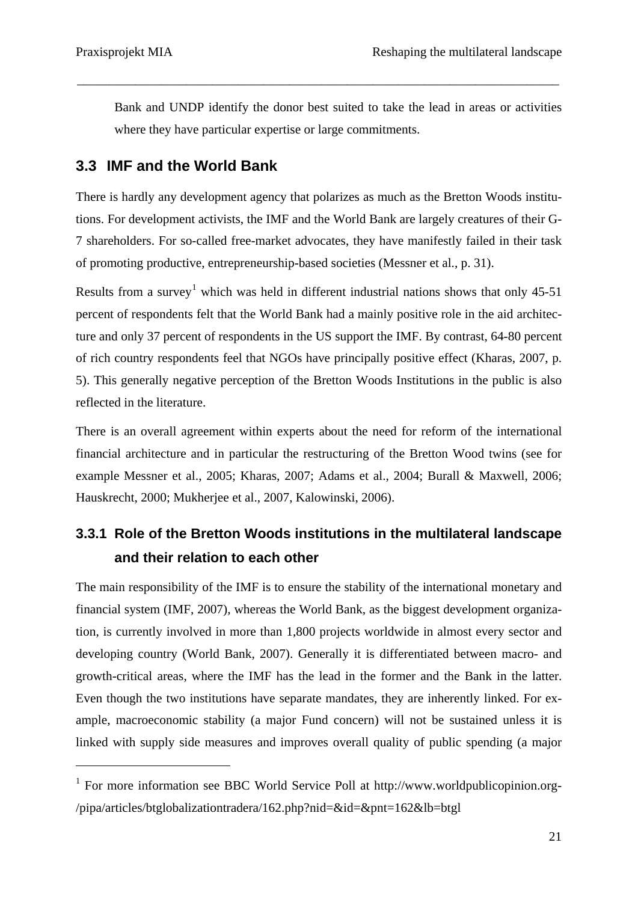Bank and UNDP identify the donor best suited to take the lead in areas or activities where they have particular expertise or large commitments.

## 3.3 IMF and the World Bank

There is hardly any development agency that polarizes as much as the Bretton Woods institutions. For development activists, the IMF and the World Bank are largely creatures of their G-7 shareholders. For so-called free-market advocates, they have manifestly failed in their task of promoting productive, entrepreneurship-based societies (Messner et al., p. 31).

Results from a survey[1] which was held in different industrial nations shows that only 45-51 percent of respondents felt that the World Bank had a mainly positive role in the aid architecture and only 37 percent of respondents in the US support the IMF. By contrast, 64-80 percent of rich country respondents feel that NGOs have principally positive effect (Kharas, 2007, p. 5). This generally negative perception of the Bretton Woods Institutions in the public is also reflected in the literature.

There is an overall agreement within experts about the need for reform of the international financial architecture and in particular the restructuring of the Bretton Wood twins (see for example Messner et al., 2005; Kharas, 2007; Adams et al., 2004; Burall & Maxwell, 2006; Hauskrecht, 2000; Mukherjee et al., 2007, Kalowinski, 2006).

### 3.3.1 Role of the Bretton Woods institutions in the multilateral landscape and their relation to each other

The main responsibility of the IMF is to ensure the stability of the international monetary and financial system (IMF, 2007), whereas the World Bank, as the biggest development organization, is currently involved in more than 1,800 projects worldwide in almost every sector and developing country (World Bank, 2007). Generally it is differentiated between macro- and growth-critical areas, where the IMF has the lead in the former and the Bank in the latter. Even though the two institutions have separate mandates, they are inherently linked. For example, macroeconomic stability (a major Fund concern) will not be sustained unless it is linked with supply side measures and improves overall quality of public spending (a major

[1] For more information see BBC World Service Poll at http://www.worldpublicopinion.org-/pipa/articles/btglobalizationtradera/162.php?nid=&id=&pnt=162&lb=btgl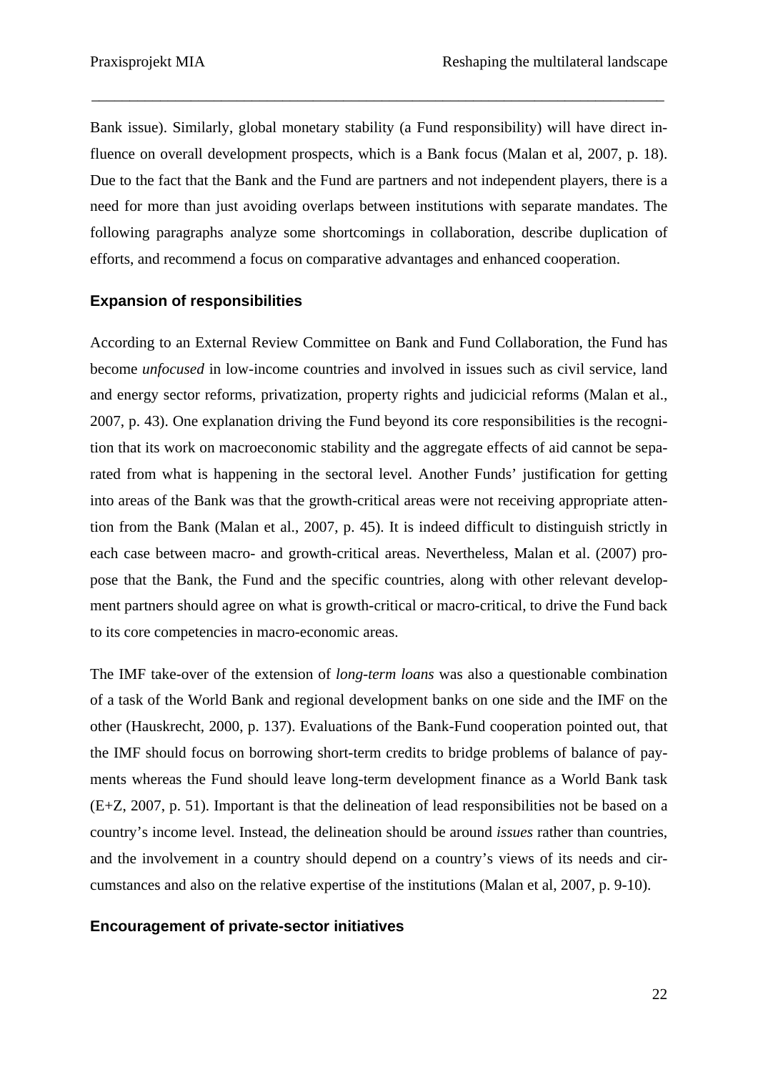Bank issue). Similarly, global monetary stability (a Fund responsibility) will have direct influence on overall development prospects, which is a Bank focus (Malan et al, 2007, p. 18). Due to the fact that the Bank and the Fund are partners and not independent players, there is a need for more than just avoiding overlaps between institutions with separate mandates. The following paragraphs analyze some shortcomings in collaboration, describe duplication of efforts, and recommend a focus on comparative advantages and enhanced cooperation.

### Expansion of responsibilities

According to an External Review Committee on Bank and Fund Collaboration, the Fund has become *unfocused* in low-income countries and involved in issues such as civil service, land and energy sector reforms, privatization, property rights and judicicial reforms (Malan et al., 2007, p. 43). One explanation driving the Fund beyond its core responsibilities is the recognition that its work on macroeconomic stability and the aggregate effects of aid cannot be separated from what is happening in the sectoral level. Another Funds' justification for getting into areas of the Bank was that the growth-critical areas were not receiving appropriate attention from the Bank (Malan et al., 2007, p. 45). It is indeed difficult to distinguish strictly in each case between macro- and growth-critical areas. Nevertheless, Malan et al. (2007) propose that the Bank, the Fund and the specific countries, along with other relevant development partners should agree on what is growth-critical or macro-critical, to drive the Fund back to its core competencies in macro-economic areas.

The IMF take-over of the extension of *long-term loans* was also a questionable combination of a task of the World Bank and regional development banks on one side and the IMF on the other (Hauskrecht, 2000, p. 137). Evaluations of the Bank-Fund cooperation pointed out, that the IMF should focus on borrowing short-term credits to bridge problems of balance of payments whereas the Fund should leave long-term development finance as a World Bank task (E+Z, 2007, p. 51). Important is that the delineation of lead responsibilities not be based on a country's income level. Instead, the delineation should be around *issues* rather than countries, and the involvement in a country should depend on a country's views of its needs and circumstances and also on the relative expertise of the institutions (Malan et al, 2007, p. 9-10).

### Encouragement of private-sector initiatives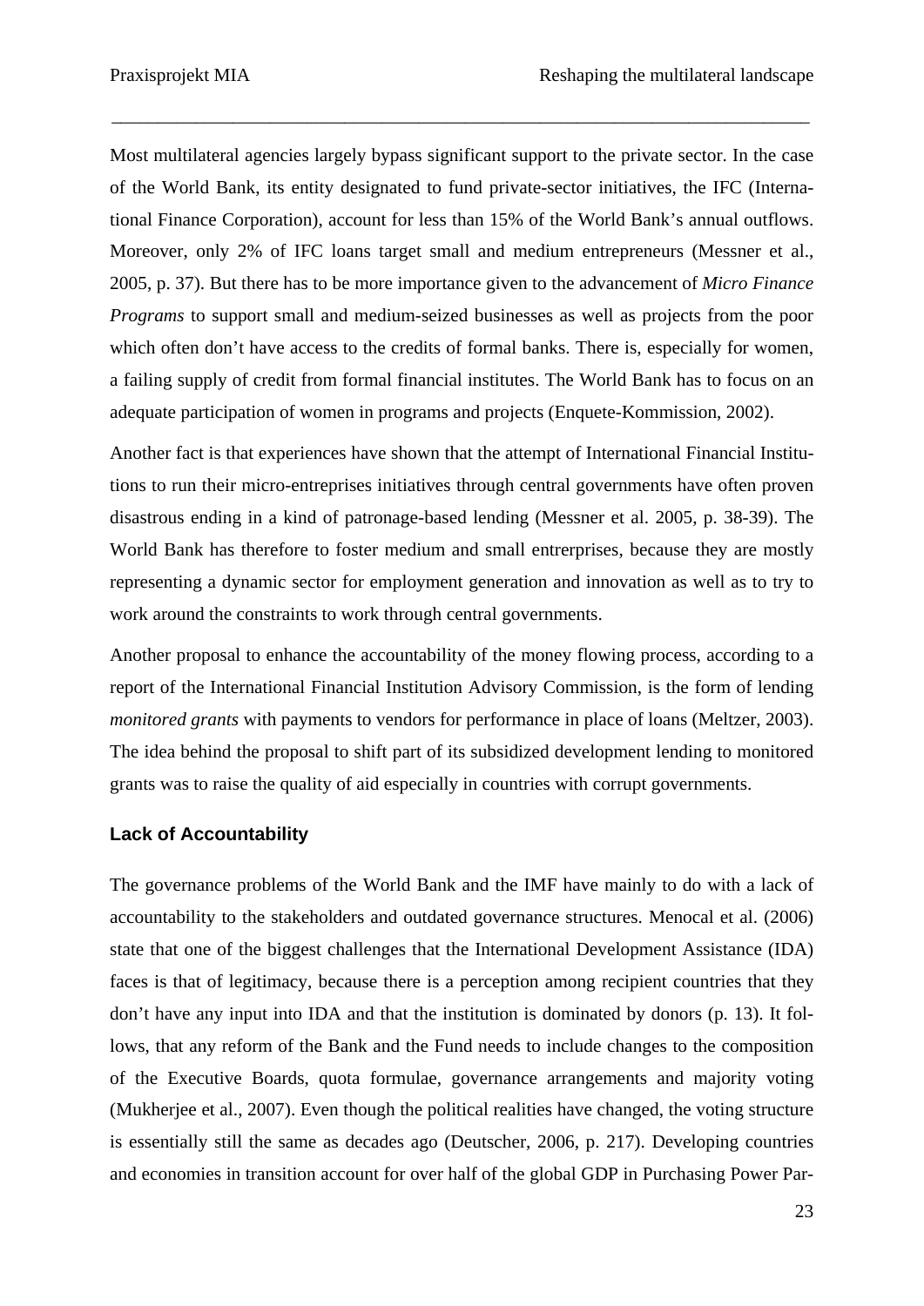Most multilateral agencies largely bypass significant support to the private sector. In the case of the World Bank, its entity designated to fund private-sector initiatives, the IFC (International Finance Corporation), account for less than 15% of the World Bank's annual outflows. Moreover, only 2% of IFC loans target small and medium entrepreneurs (Messner et al., 2005, p. 37). But there has to be more importance given to the advancement of *Micro Finance Programs* to support small and medium-seized businesses as well as projects from the poor which often don't have access to the credits of formal banks. There is, especially for women, a failing supply of credit from formal financial institutes. The World Bank has to focus on an adequate participation of women in programs and projects (Enquete-Kommission, 2002).

Another fact is that experiences have shown that the attempt of International Financial Institutions to run their micro-entreprises initiatives through central governments have often proven disastrous ending in a kind of patronage-based lending (Messner et al. 2005, p. 38-39). The World Bank has therefore to foster medium and small entrerprises, because they are mostly representing a dynamic sector for employment generation and innovation as well as to try to work around the constraints to work through central governments.

Another proposal to enhance the accountability of the money flowing process, according to a report of the International Financial Institution Advisory Commission, is the form of lending *monitored grants* with payments to vendors for performance in place of loans (Meltzer, 2003). The idea behind the proposal to shift part of its subsidized development lending to monitored grants was to raise the quality of aid especially in countries with corrupt governments.

### Lack of Accountability

The governance problems of the World Bank and the IMF have mainly to do with a lack of accountability to the stakeholders and outdated governance structures. Menocal et al. (2006) state that one of the biggest challenges that the International Development Assistance (IDA) faces is that of legitimacy, because there is a perception among recipient countries that they don't have any input into IDA and that the institution is dominated by donors (p. 13). It follows, that any reform of the Bank and the Fund needs to include changes to the composition of the Executive Boards, quota formulae, governance arrangements and majority voting (Mukherjee et al., 2007). Even though the political realities have changed, the voting structure is essentially still the same as decades ago (Deutscher, 2006, p. 217). Developing countries and economies in transition account for over half of the global GDP in Purchasing Power Par-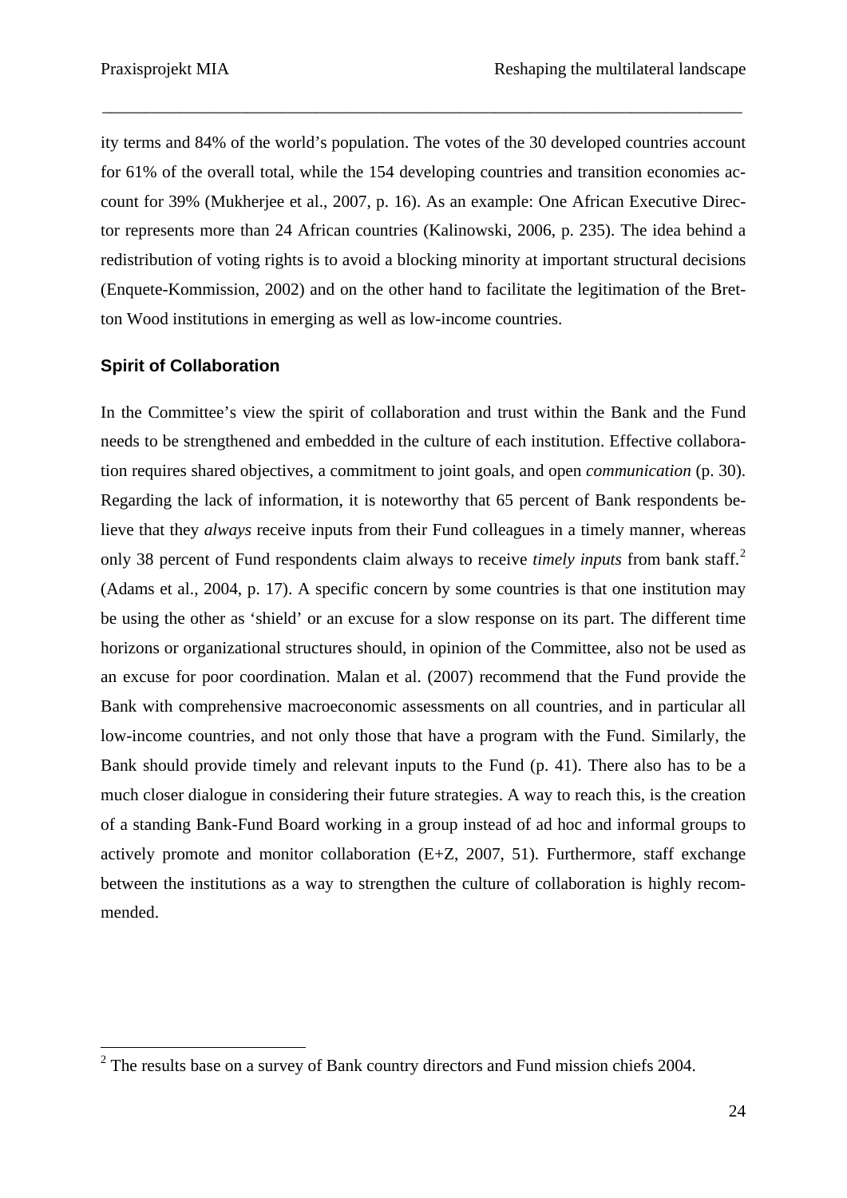ity terms and 84% of the world's population. The votes of the 30 developed countries account for 61% of the overall total, while the 154 developing countries and transition economies account for 39% (Mukherjee et al., 2007, p. 16). As an example: One African Executive Director represents more than 24 African countries (Kalinowski, 2006, p. 235). The idea behind a redistribution of voting rights is to avoid a blocking minority at important structural decisions (Enquete-Kommission, 2002) and on the other hand to facilitate the legitimation of the Bretton Wood institutions in emerging as well as low-income countries.

### Spirit of Collaboration

In the Committee's view the spirit of collaboration and trust within the Bank and the Fund needs to be strengthened and embedded in the culture of each institution. Effective collaboration requires shared objectives, a commitment to joint goals, and open *communication* (p. 30). Regarding the lack of information, it is noteworthy that 65 percent of Bank respondents believe that they *always* receive inputs from their Fund colleagues in a timely manner, whereas only 38 percent of Fund respondents claim always to receive *timely inputs* from bank staff.[2] (Adams et al., 2004, p. 17). A specific concern by some countries is that one institution may be using the other as 'shield' or an excuse for a slow response on its part. The different time horizons or organizational structures should, in opinion of the Committee, also not be used as an excuse for poor coordination. Malan et al. (2007) recommend that the Fund provide the Bank with comprehensive macroeconomic assessments on all countries, and in particular all low-income countries, and not only those that have a program with the Fund. Similarly, the Bank should provide timely and relevant inputs to the Fund (p. 41). There also has to be a much closer dialogue in considering their future strategies. A way to reach this, is the creation of a standing Bank-Fund Board working in a group instead of ad hoc and informal groups to actively promote and monitor collaboration (E+Z, 2007, 51). Furthermore, staff exchange between the institutions as a way to strengthen the culture of collaboration is highly recommended.

[2] The results base on a survey of Bank country directors and Fund mission chiefs 2004.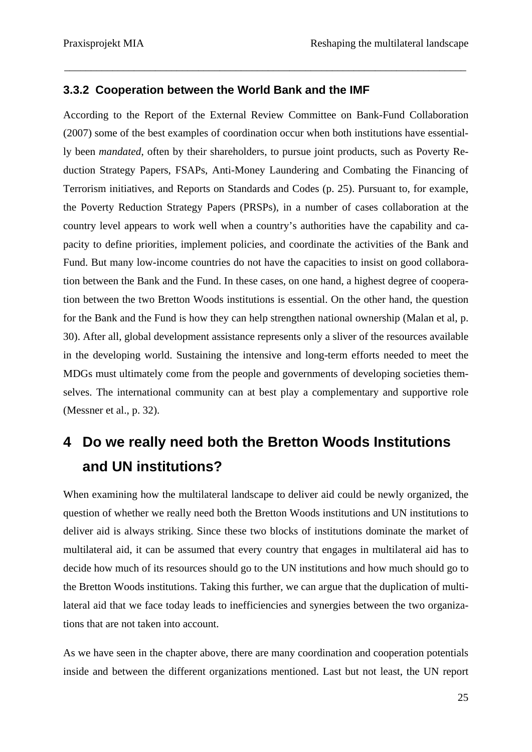### 3.3.2 Cooperation between the World Bank and the IMF

According to the Report of the External Review Committee on Bank-Fund Collaboration (2007) some of the best examples of coordination occur when both institutions have essentially been *mandated*, often by their shareholders, to pursue joint products, such as Poverty Reduction Strategy Papers, FSAPs, Anti-Money Laundering and Combating the Financing of Terrorism initiatives, and Reports on Standards and Codes (p. 25). Pursuant to, for example, the Poverty Reduction Strategy Papers (PRSPs), in a number of cases collaboration at the country level appears to work well when a country's authorities have the capability and capacity to define priorities, implement policies, and coordinate the activities of the Bank and Fund. But many low-income countries do not have the capacities to insist on good collaboration between the Bank and the Fund. In these cases, on one hand, a highest degree of cooperation between the two Bretton Woods institutions is essential. On the other hand, the question for the Bank and the Fund is how they can help strengthen national ownership (Malan et al, p. 30). After all, global development assistance represents only a sliver of the resources available in the developing world. Sustaining the intensive and long-term efforts needed to meet the MDGs must ultimately come from the people and governments of developing societies themselves. The international community can at best play a complementary and supportive role (Messner et al., p. 32).

# 4 Do we really need both the Bretton Woods Institutions and UN institutions?

When examining how the multilateral landscape to deliver aid could be newly organized, the question of whether we really need both the Bretton Woods institutions and UN institutions to deliver aid is always striking. Since these two blocks of institutions dominate the market of multilateral aid, it can be assumed that every country that engages in multilateral aid has to decide how much of its resources should go to the UN institutions and how much should go to the Bretton Woods institutions. Taking this further, we can argue that the duplication of multilateral aid that we face today leads to inefficiencies and synergies between the two organizations that are not taken into account.

As we have seen in the chapter above, there are many coordination and cooperation potentials inside and between the different organizations mentioned. Last but not least, the UN report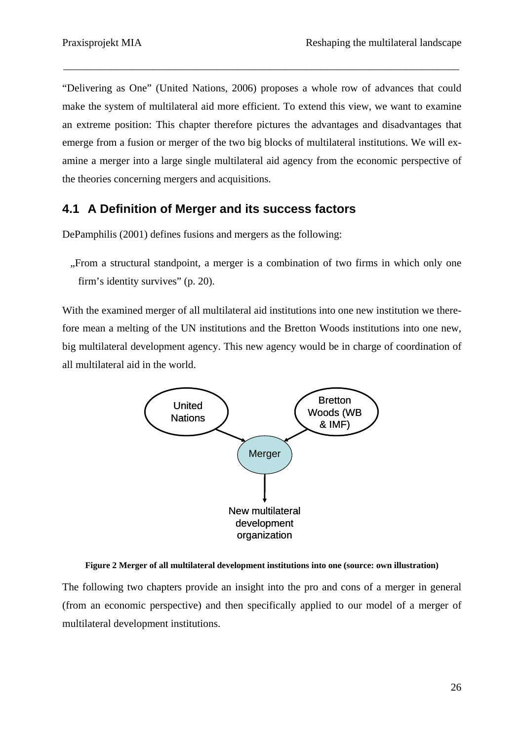"Delivering as One" (United Nations, 2006) proposes a whole row of advances that could make the system of multilateral aid more efficient. To extend this view, we want to examine an extreme position: This chapter therefore pictures the advantages and disadvantages that emerge from a fusion or merger of the two big blocks of multilateral institutions. We will examine a merger into a large single multilateral aid agency from the economic perspective of the theories concerning mergers and acquisitions.

## 4.1 A Definition of Merger and its success factors

DePamphilis (2001) defines fusions and mergers as the following:

> „From a structural standpoint, a merger is a combination of two firms in which only one firm's identity survives" (p. 20).

With the examined merger of all multilateral aid institutions into one new institution we therefore mean a melting of the UN institutions and the Bretton Woods institutions into one new, big multilateral development agency. This new agency would be in charge of coordination of all multilateral aid in the world.

United Nations → Merger ← Bretton Woods (WB & IMF)

Merger → New multilateral development organization

**Figure 2 Merger of all multilateral development institutions into one (source: own illustration)**

The following two chapters provide an insight into the pro and cons of a merger in general (from an economic perspective) and then specifically applied to our model of a merger of multilateral development institutions.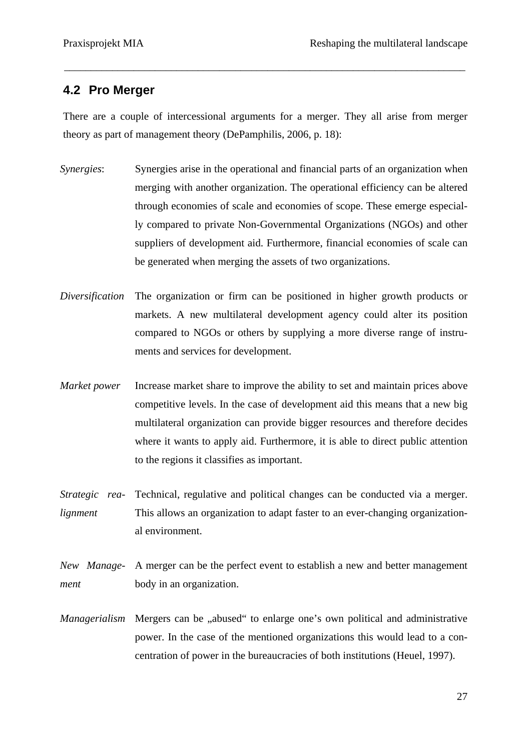## 4.2 Pro Merger

There are a couple of intercessional arguments for a merger. They all arise from merger theory as part of management theory (DePamphilis, 2006, p. 18):

*Synergies*: Synergies arise in the operational and financial parts of an organization when merging with another organization. The operational efficiency can be altered through economies of scale and economies of scope. These emerge especially compared to private Non-Governmental Organizations (NGOs) and other suppliers of development aid. Furthermore, financial economies of scale can be generated when merging the assets of two organizations.

*Diversification* The organization or firm can be positioned in higher growth products or markets. A new multilateral development agency could alter its position compared to NGOs or others by supplying a more diverse range of instruments and services for development.

*Market power* Increase market share to improve the ability to set and maintain prices above competitive levels. In the case of development aid this means that a new big multilateral organization can provide bigger resources and therefore decides where it wants to apply aid. Furthermore, it is able to direct public attention to the regions it classifies as important.

*Strategic realignment* Technical, regulative and political changes can be conducted via a merger. This allows an organization to adapt faster to an ever-changing organizational environment.

*New Management* A merger can be the perfect event to establish a new and better management body in an organization.

*Managerialism* Mergers can be „abused“ to enlarge one’s own political and administrative power. In the case of the mentioned organizations this would lead to a concentration of power in the bureaucracies of both institutions (Heuel, 1997).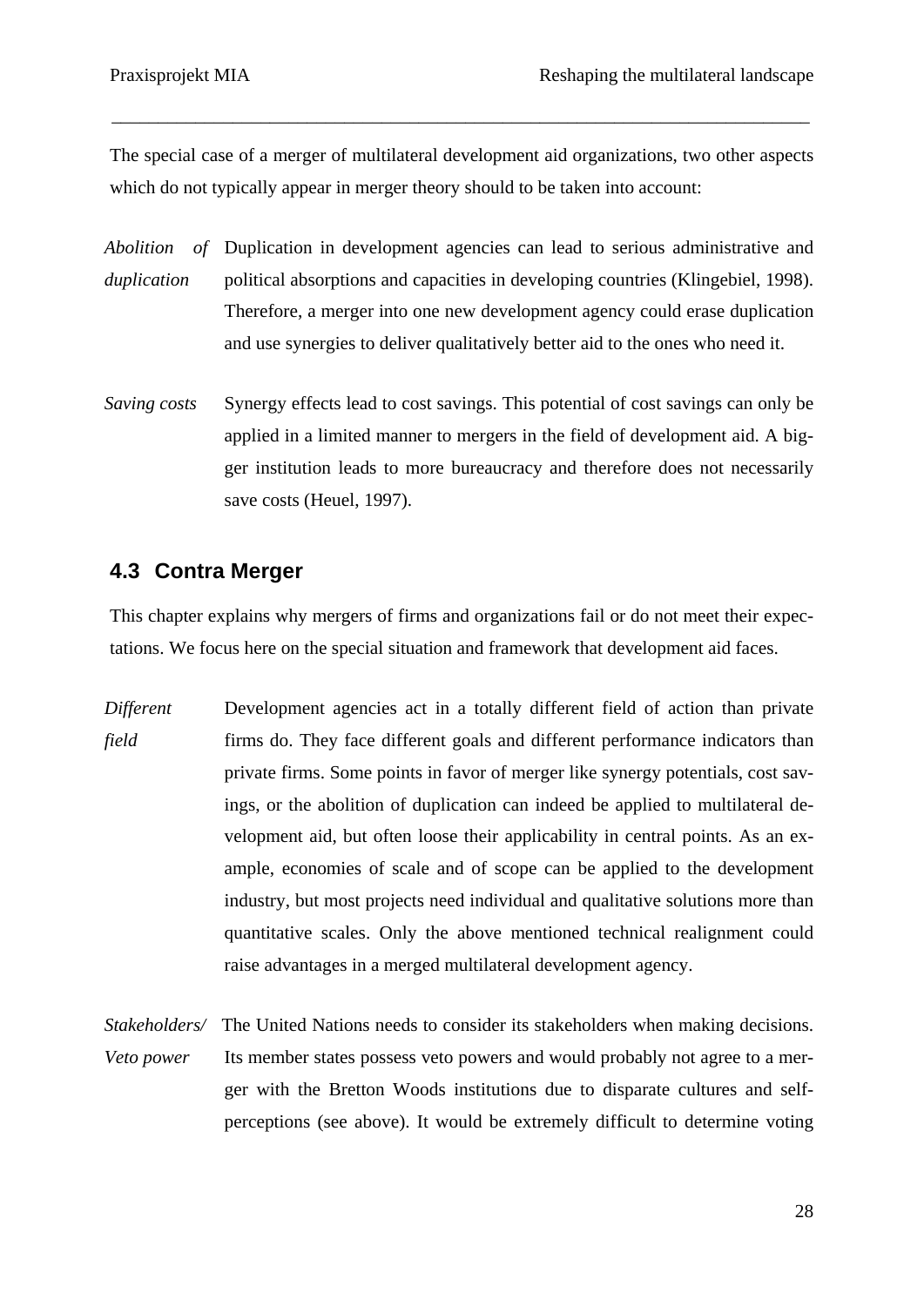The special case of a merger of multilateral development aid organizations, two other aspects which do not typically appear in merger theory should to be taken into account:

*Abolition of duplication* Duplication in development agencies can lead to serious administrative and political absorptions and capacities in developing countries (Klingebiel, 1998). Therefore, a merger into one new development agency could erase duplication and use synergies to deliver qualitatively better aid to the ones who need it.

*Saving costs* Synergy effects lead to cost savings. This potential of cost savings can only be applied in a limited manner to mergers in the field of development aid. A bigger institution leads to more bureaucracy and therefore does not necessarily save costs (Heuel, 1997).

## 4.3 Contra Merger

This chapter explains why mergers of firms and organizations fail or do not meet their expectations. We focus here on the special situation and framework that development aid faces.

*Different field* Development agencies act in a totally different field of action than private firms do. They face different goals and different performance indicators than private firms. Some points in favor of merger like synergy potentials, cost savings, or the abolition of duplication can indeed be applied to multilateral development aid, but often loose their applicability in central points. As an example, economies of scale and of scope can be applied to the development industry, but most projects need individual and qualitative solutions more than quantitative scales. Only the above mentioned technical realignment could raise advantages in a merged multilateral development agency.

*Stakeholders/ Veto power* The United Nations needs to consider its stakeholders when making decisions. Its member states possess veto powers and would probably not agree to a merger with the Bretton Woods institutions due to disparate cultures and self-perceptions (see above). It would be extremely difficult to determine voting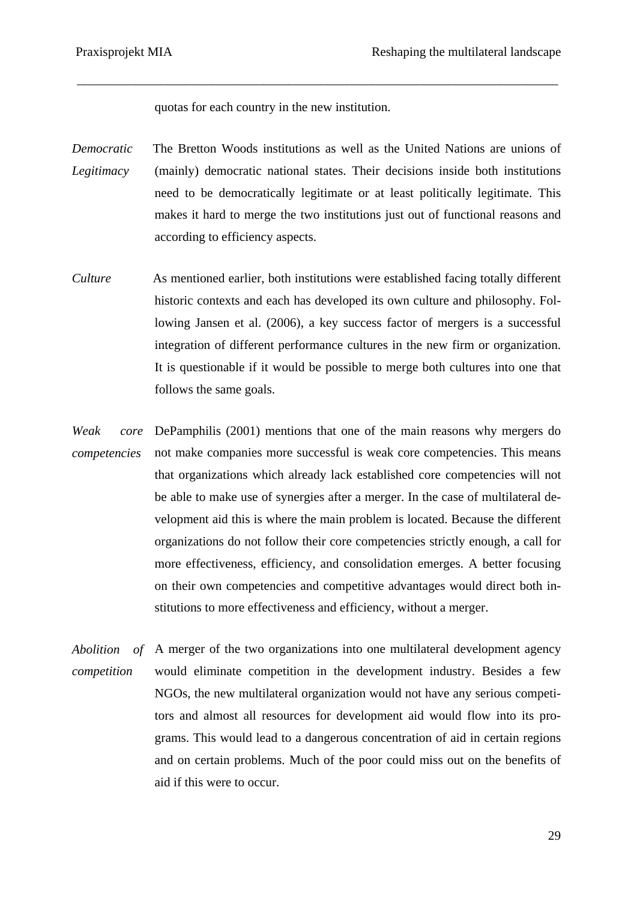quotas for each country in the new institution.

*Democratic Legitimacy* The Bretton Woods institutions as well as the United Nations are unions of (mainly) democratic national states. Their decisions inside both institutions need to be democratically legitimate or at least politically legitimate. This makes it hard to merge the two institutions just out of functional reasons and according to efficiency aspects.

*Culture* As mentioned earlier, both institutions were established facing totally different historic contexts and each has developed its own culture and philosophy. Following Jansen et al. (2006), a key success factor of mergers is a successful integration of different performance cultures in the new firm or organization. It is questionable if it would be possible to merge both cultures into one that follows the same goals.

*Weak core competencies* DePamphilis (2001) mentions that one of the main reasons why mergers do not make companies more successful is weak core competencies. This means that organizations which already lack established core competencies will not be able to make use of synergies after a merger. In the case of multilateral development aid this is where the main problem is located. Because the different organizations do not follow their core competencies strictly enough, a call for more effectiveness, efficiency, and consolidation emerges. A better focusing on their own competencies and competitive advantages would direct both institutions to more effectiveness and efficiency, without a merger.

*Abolition of competition* A merger of the two organizations into one multilateral development agency would eliminate competition in the development industry. Besides a few NGOs, the new multilateral organization would not have any serious competitors and almost all resources for development aid would flow into its programs. This would lead to a dangerous concentration of aid in certain regions and on certain problems. Much of the poor could miss out on the benefits of aid if this were to occur.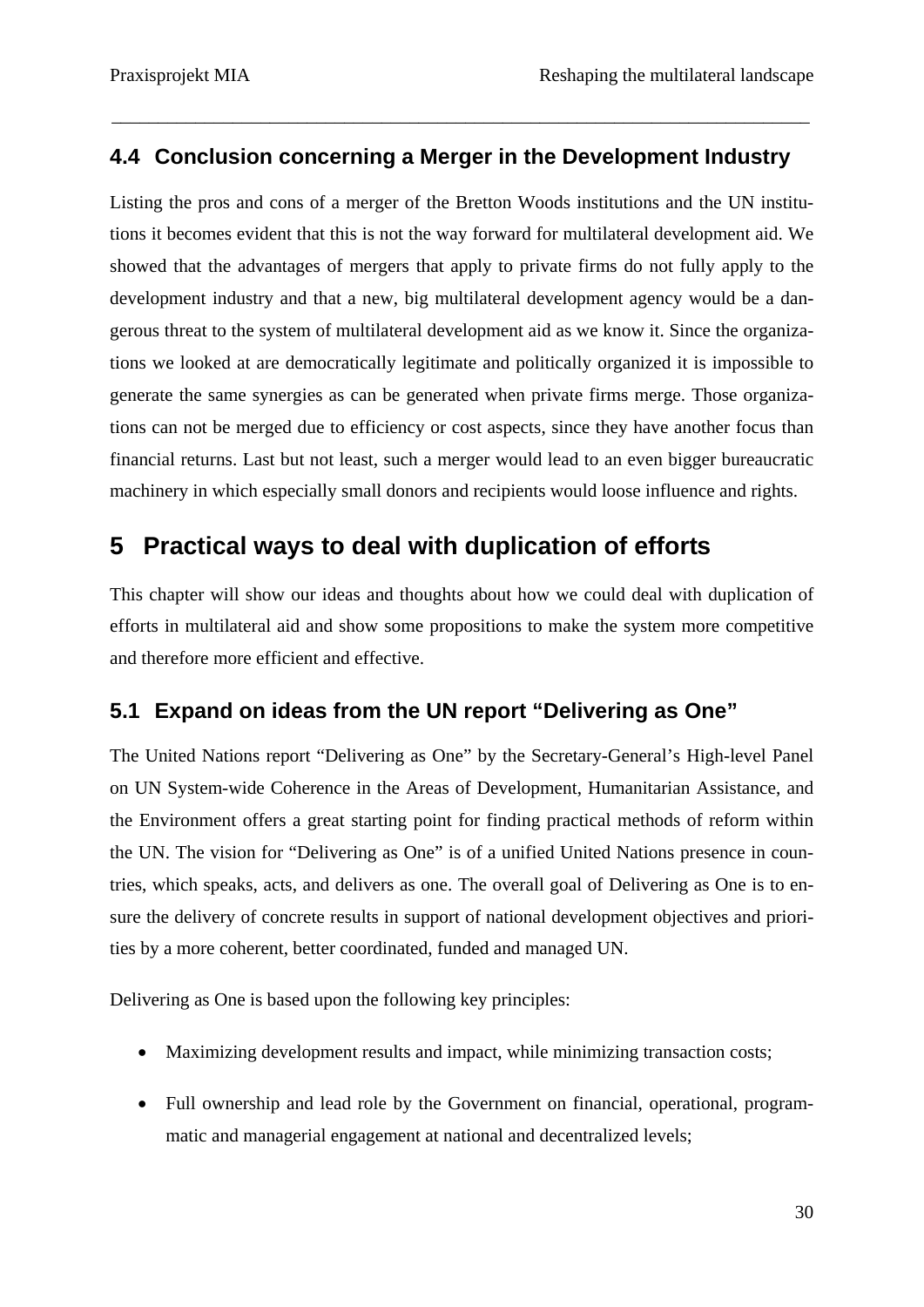### 4.4 Conclusion concerning a Merger in the Development Industry

Listing the pros and cons of a merger of the Bretton Woods institutions and the UN institutions it becomes evident that this is not the way forward for multilateral development aid. We showed that the advantages of mergers that apply to private firms do not fully apply to the development industry and that a new, big multilateral development agency would be a dangerous threat to the system of multilateral development aid as we know it. Since the organizations we looked at are democratically legitimate and politically organized it is impossible to generate the same synergies as can be generated when private firms merge. Those organizations can not be merged due to efficiency or cost aspects, since they have another focus than financial returns. Last but not least, such a merger would lead to an even bigger bureaucratic machinery in which especially small donors and recipients would loose influence and rights.

## 5 Practical ways to deal with duplication of efforts

This chapter will show our ideas and thoughts about how we could deal with duplication of efforts in multilateral aid and show some propositions to make the system more competitive and therefore more efficient and effective.

### 5.1 Expand on ideas from the UN report "Delivering as One"

The United Nations report "Delivering as One" by the Secretary-General's High-level Panel on UN System-wide Coherence in the Areas of Development, Humanitarian Assistance, and the Environment offers a great starting point for finding practical methods of reform within the UN. The vision for "Delivering as One" is of a unified United Nations presence in countries, which speaks, acts, and delivers as one. The overall goal of Delivering as One is to ensure the delivery of concrete results in support of national development objectives and priorities by a more coherent, better coordinated, funded and managed UN.

Delivering as One is based upon the following key principles:

- Maximizing development results and impact, while minimizing transaction costs;
- Full ownership and lead role by the Government on financial, operational, programmatic and managerial engagement at national and decentralized levels;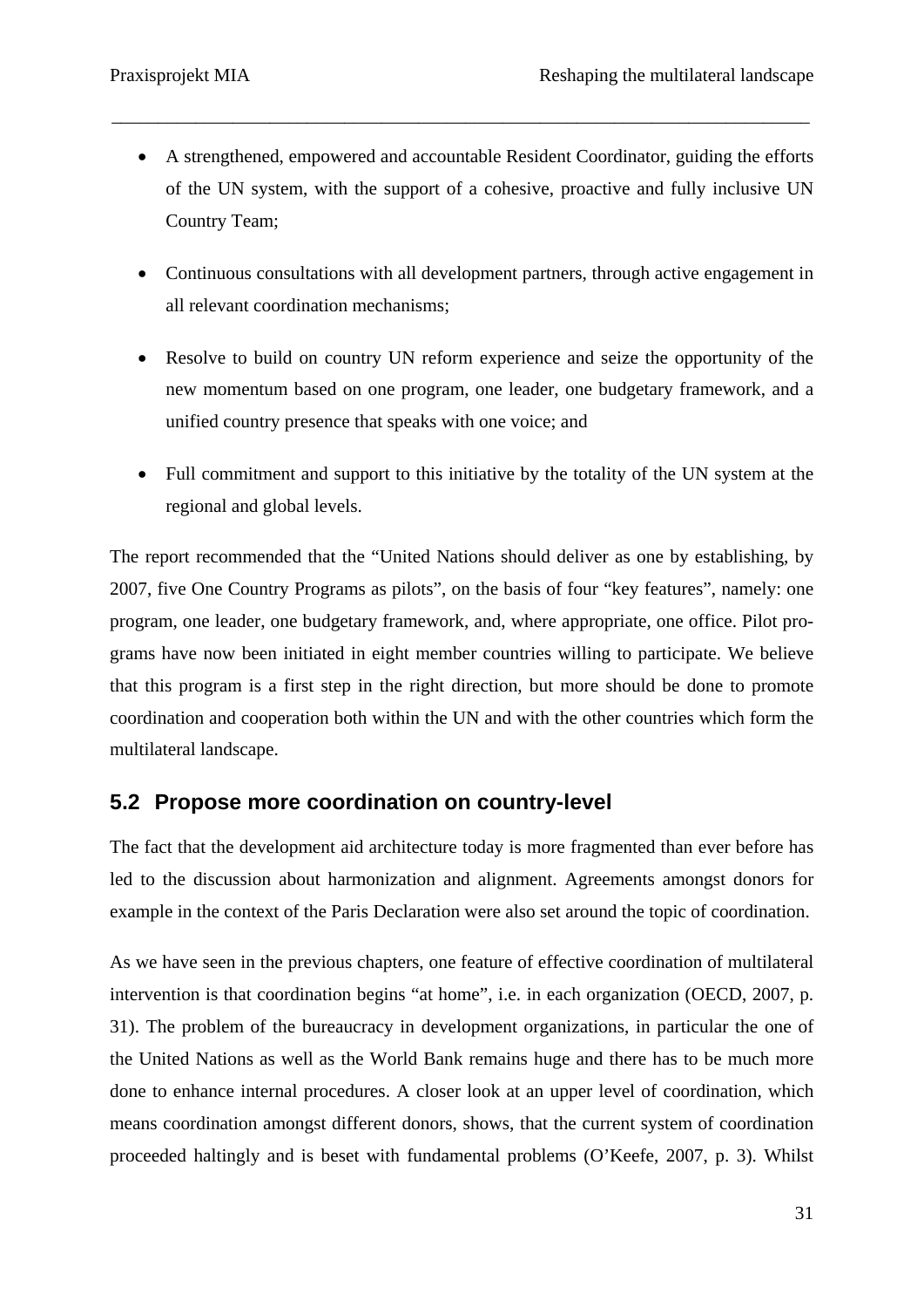- A strengthened, empowered and accountable Resident Coordinator, guiding the efforts of the UN system, with the support of a cohesive, proactive and fully inclusive UN Country Team;
- Continuous consultations with all development partners, through active engagement in all relevant coordination mechanisms;
- Resolve to build on country UN reform experience and seize the opportunity of the new momentum based on one program, one leader, one budgetary framework, and a unified country presence that speaks with one voice; and
- Full commitment and support to this initiative by the totality of the UN system at the regional and global levels.

The report recommended that the "United Nations should deliver as one by establishing, by 2007, five One Country Programs as pilots", on the basis of four "key features", namely: one program, one leader, one budgetary framework, and, where appropriate, one office. Pilot programs have now been initiated in eight member countries willing to participate. We believe that this program is a first step in the right direction, but more should be done to promote coordination and cooperation both within the UN and with the other countries which form the multilateral landscape.

## 5.2 Propose more coordination on country-level

The fact that the development aid architecture today is more fragmented than ever before has led to the discussion about harmonization and alignment. Agreements amongst donors for example in the context of the Paris Declaration were also set around the topic of coordination.

As we have seen in the previous chapters, one feature of effective coordination of multilateral intervention is that coordination begins "at home", i.e. in each organization (OECD, 2007, p. 31). The problem of the bureaucracy in development organizations, in particular the one of the United Nations as well as the World Bank remains huge and there has to be much more done to enhance internal procedures. A closer look at an upper level of coordination, which means coordination amongst different donors, shows, that the current system of coordination proceeded haltingly and is beset with fundamental problems (O'Keefe, 2007, p. 3). Whilst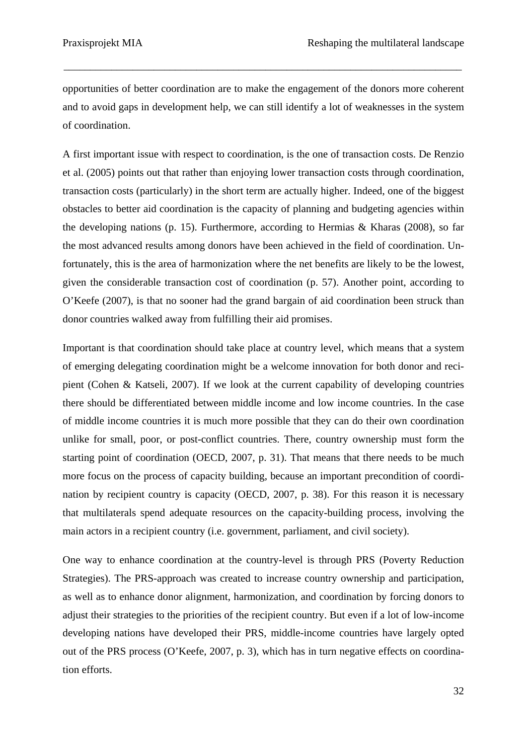opportunities of better coordination are to make the engagement of the donors more coherent and to avoid gaps in development help, we can still identify a lot of weaknesses in the system of coordination.

A first important issue with respect to coordination, is the one of transaction costs. De Renzio et al. (2005) points out that rather than enjoying lower transaction costs through coordination, transaction costs (particularly) in the short term are actually higher. Indeed, one of the biggest obstacles to better aid coordination is the capacity of planning and budgeting agencies within the developing nations (p. 15). Furthermore, according to Hermias & Kharas (2008), so far the most advanced results among donors have been achieved in the field of coordination. Unfortunately, this is the area of harmonization where the net benefits are likely to be the lowest, given the considerable transaction cost of coordination (p. 57). Another point, according to O'Keefe (2007), is that no sooner had the grand bargain of aid coordination been struck than donor countries walked away from fulfilling their aid promises.

Important is that coordination should take place at country level, which means that a system of emerging delegating coordination might be a welcome innovation for both donor and recipient (Cohen & Katseli, 2007). If we look at the current capability of developing countries there should be differentiated between middle income and low income countries. In the case of middle income countries it is much more possible that they can do their own coordination unlike for small, poor, or post-conflict countries. There, country ownership must form the starting point of coordination (OECD, 2007, p. 31). That means that there needs to be much more focus on the process of capacity building, because an important precondition of coordination by recipient country is capacity (OECD, 2007, p. 38). For this reason it is necessary that multilaterals spend adequate resources on the capacity-building process, involving the main actors in a recipient country (i.e. government, parliament, and civil society).

One way to enhance coordination at the country-level is through PRS (Poverty Reduction Strategies). The PRS-approach was created to increase country ownership and participation, as well as to enhance donor alignment, harmonization, and coordination by forcing donors to adjust their strategies to the priorities of the recipient country. But even if a lot of low-income developing nations have developed their PRS, middle-income countries have largely opted out of the PRS process (O'Keefe, 2007, p. 3), which has in turn negative effects on coordination efforts.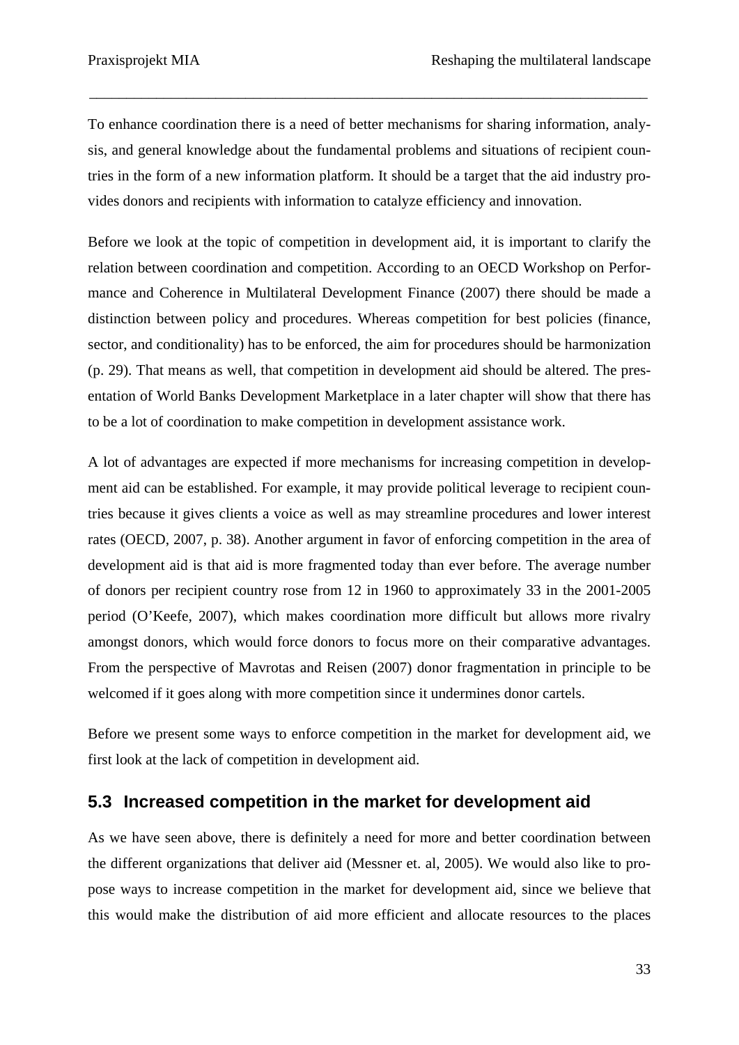To enhance coordination there is a need of better mechanisms for sharing information, analysis, and general knowledge about the fundamental problems and situations of recipient countries in the form of a new information platform. It should be a target that the aid industry provides donors and recipients with information to catalyze efficiency and innovation.

Before we look at the topic of competition in development aid, it is important to clarify the relation between coordination and competition. According to an OECD Workshop on Performance and Coherence in Multilateral Development Finance (2007) there should be made a distinction between policy and procedures. Whereas competition for best policies (finance, sector, and conditionality) has to be enforced, the aim for procedures should be harmonization (p. 29). That means as well, that competition in development aid should be altered. The presentation of World Banks Development Marketplace in a later chapter will show that there has to be a lot of coordination to make competition in development assistance work.

A lot of advantages are expected if more mechanisms for increasing competition in development aid can be established. For example, it may provide political leverage to recipient countries because it gives clients a voice as well as may streamline procedures and lower interest rates (OECD, 2007, p. 38). Another argument in favor of enforcing competition in the area of development aid is that aid is more fragmented today than ever before. The average number of donors per recipient country rose from 12 in 1960 to approximately 33 in the 2001-2005 period (O'Keefe, 2007), which makes coordination more difficult but allows more rivalry amongst donors, which would force donors to focus more on their comparative advantages. From the perspective of Mavrotas and Reisen (2007) donor fragmentation in principle to be welcomed if it goes along with more competition since it undermines donor cartels.

Before we present some ways to enforce competition in the market for development aid, we first look at the lack of competition in development aid.

## 5.3 Increased competition in the market for development aid

As we have seen above, there is definitely a need for more and better coordination between the different organizations that deliver aid (Messner et. al, 2005). We would also like to propose ways to increase competition in the market for development aid, since we believe that this would make the distribution of aid more efficient and allocate resources to the places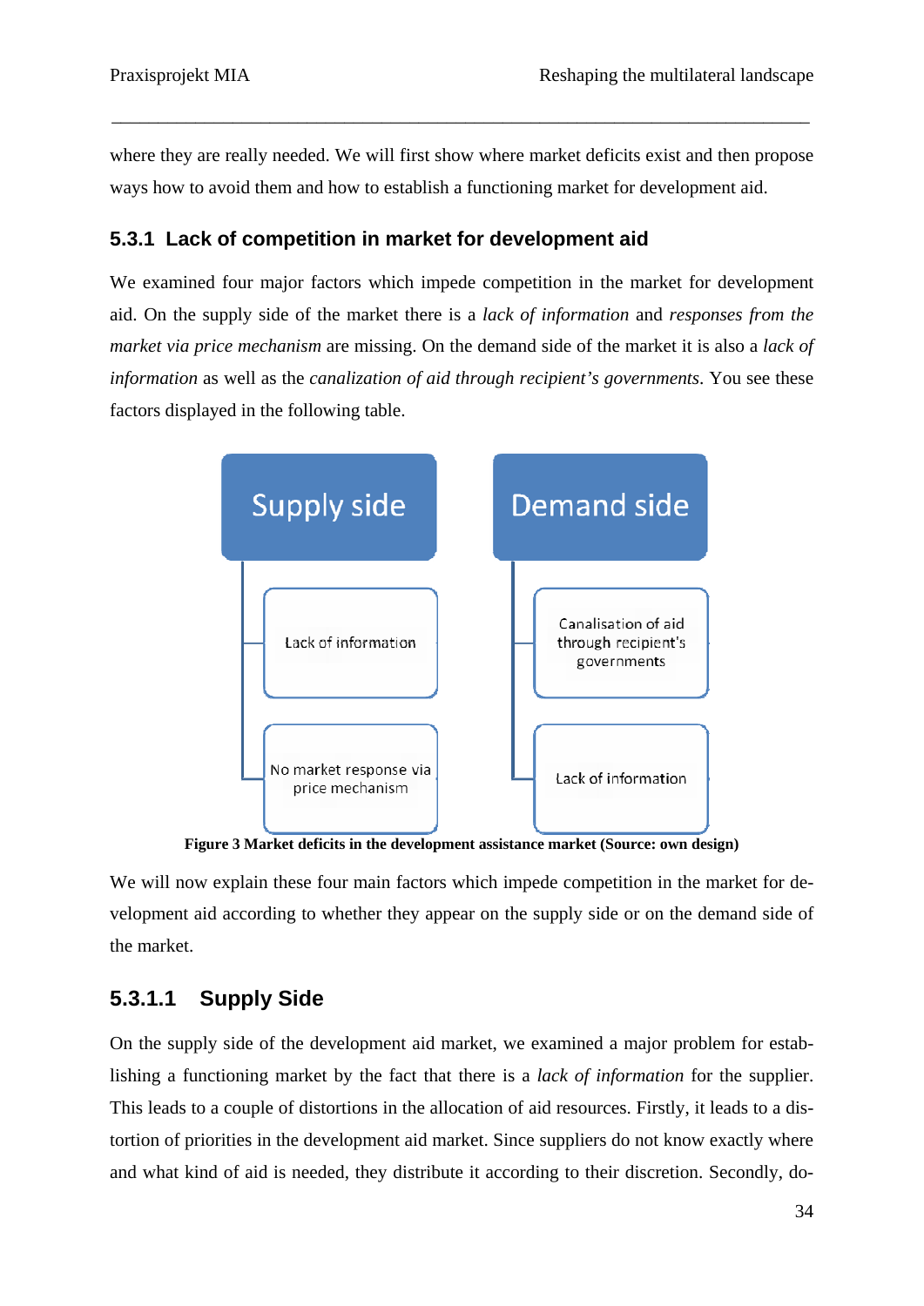where they are really needed. We will first show where market deficits exist and then propose ways how to avoid them and how to establish a functioning market for development aid.

### 5.3.1 Lack of competition in market for development aid

We examined four major factors which impede competition in the market for development aid. On the supply side of the market there is a *lack of information* and *responses from the market via price mechanism* are missing. On the demand side of the market it is also a *lack of information* as well as the *canalization of aid through recipient's governments*. You see these factors displayed in the following table.

| Supply side | Demand side |
|---|---|
| Lack of information | Canalisation of aid through recipient's governments |
| No market response via price mechanism | Lack of information |

**Figure 3 Market deficits in the development assistance market (Source: own design)**

We will now explain these four main factors which impede competition in the market for development aid according to whether they appear on the supply side or on the demand side of the market.

#### 5.3.1.1 Supply Side

On the supply side of the development aid market, we examined a major problem for establishing a functioning market by the fact that there is a *lack of information* for the supplier. This leads to a couple of distortions in the allocation of aid resources. Firstly, it leads to a distortion of priorities in the development aid market. Since suppliers do not know exactly where and what kind of aid is needed, they distribute it according to their discretion. Secondly, do-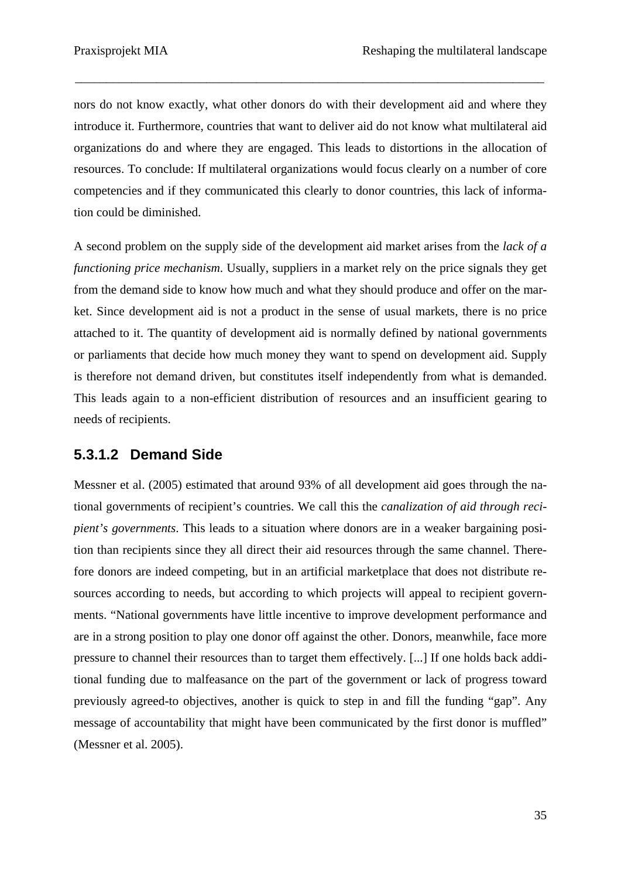nors do not know exactly, what other donors do with their development aid and where they introduce it. Furthermore, countries that want to deliver aid do not know what multilateral aid organizations do and where they are engaged. This leads to distortions in the allocation of resources. To conclude: If multilateral organizations would focus clearly on a number of core competencies and if they communicated this clearly to donor countries, this lack of information could be diminished.

A second problem on the supply side of the development aid market arises from the *lack of a functioning price mechanism*. Usually, suppliers in a market rely on the price signals they get from the demand side to know how much and what they should produce and offer on the market. Since development aid is not a product in the sense of usual markets, there is no price attached to it. The quantity of development aid is normally defined by national governments or parliaments that decide how much money they want to spend on development aid. Supply is therefore not demand driven, but constitutes itself independently from what is demanded. This leads again to a non-efficient distribution of resources and an insufficient gearing to needs of recipients.

#### 5.3.1.2 Demand Side

Messner et al. (2005) estimated that around 93% of all development aid goes through the national governments of recipient's countries. We call this the *canalization of aid through recipient's governments*. This leads to a situation where donors are in a weaker bargaining position than recipients since they all direct their aid resources through the same channel. Therefore donors are indeed competing, but in an artificial marketplace that does not distribute resources according to needs, but according to which projects will appeal to recipient governments. "National governments have little incentive to improve development performance and are in a strong position to play one donor off against the other. Donors, meanwhile, face more pressure to channel their resources than to target them effectively. [...] If one holds back additional funding due to malfeasance on the part of the government or lack of progress toward previously agreed-to objectives, another is quick to step in and fill the funding "gap". Any message of accountability that might have been communicated by the first donor is muffled" (Messner et al. 2005).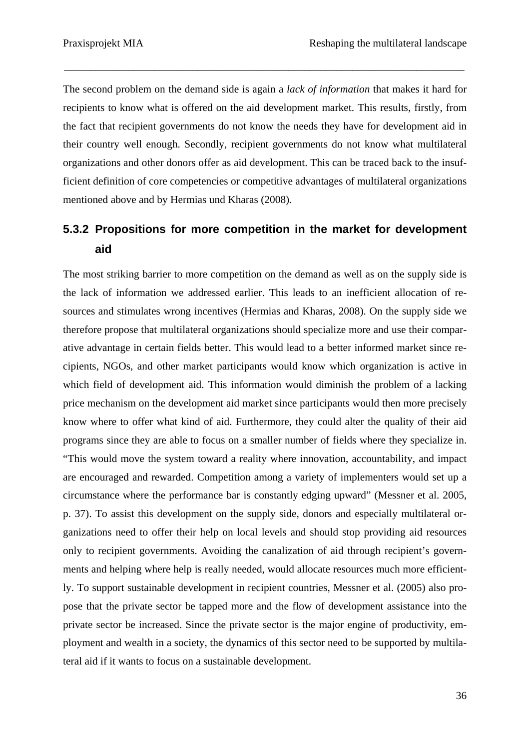The second problem on the demand side is again a *lack of information* that makes it hard for recipients to know what is offered on the aid development market. This results, firstly, from the fact that recipient governments do not know the needs they have for development aid in their country well enough. Secondly, recipient governments do not know what multilateral organizations and other donors offer as aid development. This can be traced back to the insufficient definition of core competencies or competitive advantages of multilateral organizations mentioned above and by Hermias und Kharas (2008).

### 5.3.2 Propositions for more competition in the market for development aid

The most striking barrier to more competition on the demand as well as on the supply side is the lack of information we addressed earlier. This leads to an inefficient allocation of resources and stimulates wrong incentives (Hermias and Kharas, 2008). On the supply side we therefore propose that multilateral organizations should specialize more and use their comparative advantage in certain fields better. This would lead to a better informed market since recipients, NGOs, and other market participants would know which organization is active in which field of development aid. This information would diminish the problem of a lacking price mechanism on the development aid market since participants would then more precisely know where to offer what kind of aid. Furthermore, they could alter the quality of their aid programs since they are able to focus on a smaller number of fields where they specialize in. "This would move the system toward a reality where innovation, accountability, and impact are encouraged and rewarded. Competition among a variety of implementers would set up a circumstance where the performance bar is constantly edging upward" (Messner et al. 2005, p. 37). To assist this development on the supply side, donors and especially multilateral organizations need to offer their help on local levels and should stop providing aid resources only to recipient governments. Avoiding the canalization of aid through recipient's governments and helping where help is really needed, would allocate resources much more efficiently. To support sustainable development in recipient countries, Messner et al. (2005) also propose that the private sector be tapped more and the flow of development assistance into the private sector be increased. Since the private sector is the major engine of productivity, employment and wealth in a society, the dynamics of this sector need to be supported by multilateral aid if it wants to focus on a sustainable development.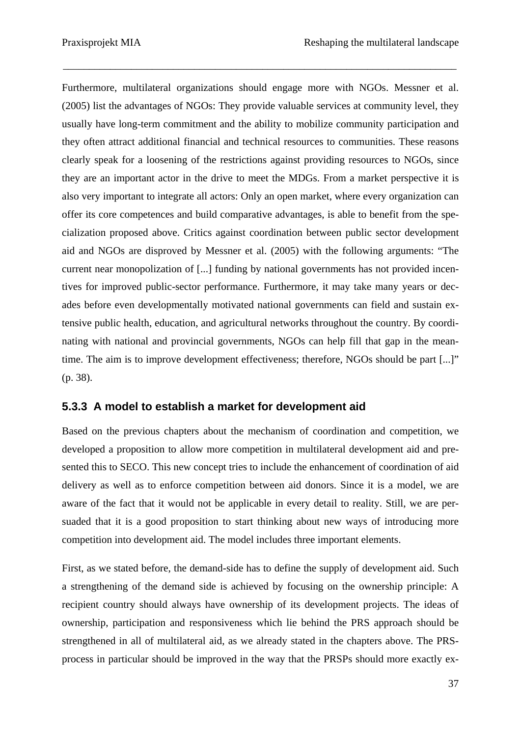Furthermore, multilateral organizations should engage more with NGOs. Messner et al. (2005) list the advantages of NGOs: They provide valuable services at community level, they usually have long-term commitment and the ability to mobilize community participation and they often attract additional financial and technical resources to communities. These reasons clearly speak for a loosening of the restrictions against providing resources to NGOs, since they are an important actor in the drive to meet the MDGs. From a market perspective it is also very important to integrate all actors: Only an open market, where every organization can offer its core competences and build comparative advantages, is able to benefit from the specialization proposed above. Critics against coordination between public sector development aid and NGOs are disproved by Messner et al. (2005) with the following arguments: "The current near monopolization of [...] funding by national governments has not provided incentives for improved public-sector performance. Furthermore, it may take many years or decades before even developmentally motivated national governments can field and sustain extensive public health, education, and agricultural networks throughout the country. By coordinating with national and provincial governments, NGOs can help fill that gap in the meantime. The aim is to improve development effectiveness; therefore, NGOs should be part [...]" (p. 38).

### 5.3.3 A model to establish a market for development aid

Based on the previous chapters about the mechanism of coordination and competition, we developed a proposition to allow more competition in multilateral development aid and presented this to SECO. This new concept tries to include the enhancement of coordination of aid delivery as well as to enforce competition between aid donors. Since it is a model, we are aware of the fact that it would not be applicable in every detail to reality. Still, we are persuaded that it is a good proposition to start thinking about new ways of introducing more competition into development aid. The model includes three important elements.

First, as we stated before, the demand-side has to define the supply of development aid. Such a strengthening of the demand side is achieved by focusing on the ownership principle: A recipient country should always have ownership of its development projects. The ideas of ownership, participation and responsiveness which lie behind the PRS approach should be strengthened in all of multilateral aid, as we already stated in the chapters above. The PRS-process in particular should be improved in the way that the PRSPs should more exactly ex-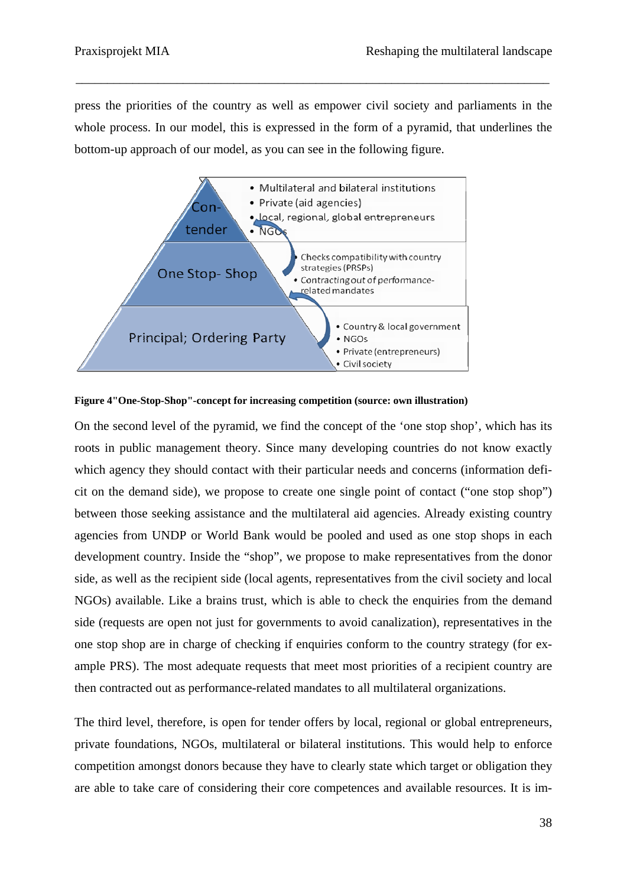press the priorities of the country as well as empower civil society and parliaments in the whole process. In our model, this is expressed in the form of a pyramid, that underlines the bottom-up approach of our model, as you can see in the following figure.

Con-tender
- Multilateral and bilateral institutions
- Private (aid agencies)
- local, regional, global entrepreneurs
- NGOs

One Stop- Shop
- Checks compatibility with country strategies (PRSPs)
- Contracting out of performance-related mandates

Principal; Ordering Party
- Country & local government
- NGOs
- Private (entrepreneurs)
- Civil society

**Figure 4"One-Stop-Shop"-concept for increasing competition (source: own illustration)**

On the second level of the pyramid, we find the concept of the 'one stop shop', which has its roots in public management theory. Since many developing countries do not know exactly which agency they should contact with their particular needs and concerns (information deficit on the demand side), we propose to create one single point of contact ("one stop shop") between those seeking assistance and the multilateral aid agencies. Already existing country agencies from UNDP or World Bank would be pooled and used as one stop shops in each development country. Inside the "shop", we propose to make representatives from the donor side, as well as the recipient side (local agents, representatives from the civil society and local NGOs) available. Like a brains trust, which is able to check the enquiries from the demand side (requests are open not just for governments to avoid canalization), representatives in the one stop shop are in charge of checking if enquiries conform to the country strategy (for example PRS). The most adequate requests that meet most priorities of a recipient country are then contracted out as performance-related mandates to all multilateral organizations.

The third level, therefore, is open for tender offers by local, regional or global entrepreneurs, private foundations, NGOs, multilateral or bilateral institutions. This would help to enforce competition amongst donors because they have to clearly state which target or obligation they are able to take care of considering their core competences and available resources. It is im-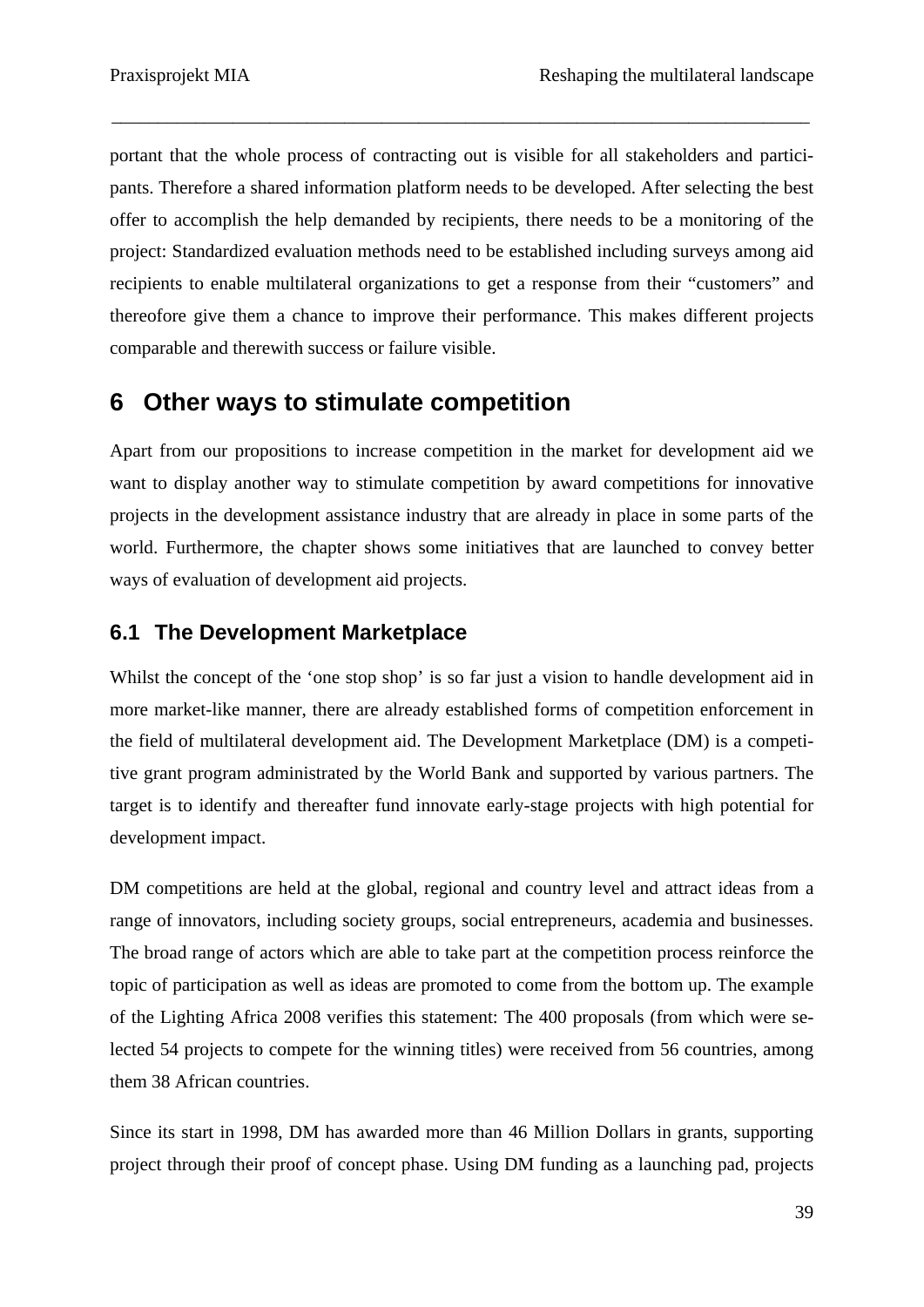portant that the whole process of contracting out is visible for all stakeholders and participants. Therefore a shared information platform needs to be developed. After selecting the best offer to accomplish the help demanded by recipients, there needs to be a monitoring of the project: Standardized evaluation methods need to be established including surveys among aid recipients to enable multilateral organizations to get a response from their “customers” and thereofore give them a chance to improve their performance. This makes different projects comparable and therewith success or failure visible.

# 6 Other ways to stimulate competition

Apart from our propositions to increase competition in the market for development aid we want to display another way to stimulate competition by award competitions for innovative projects in the development assistance industry that are already in place in some parts of the world. Furthermore, the chapter shows some initiatives that are launched to convey better ways of evaluation of development aid projects.

## 6.1 The Development Marketplace

Whilst the concept of the ‘one stop shop’ is so far just a vision to handle development aid in more market-like manner, there are already established forms of competition enforcement in the field of multilateral development aid. The Development Marketplace (DM) is a competitive grant program administrated by the World Bank and supported by various partners. The target is to identify and thereafter fund innovate early-stage projects with high potential for development impact.

DM competitions are held at the global, regional and country level and attract ideas from a range of innovators, including society groups, social entrepreneurs, academia and businesses. The broad range of actors which are able to take part at the competition process reinforce the topic of participation as well as ideas are promoted to come from the bottom up. The example of the Lighting Africa 2008 verifies this statement: The 400 proposals (from which were selected 54 projects to compete for the winning titles) were received from 56 countries, among them 38 African countries.

Since its start in 1998, DM has awarded more than 46 Million Dollars in grants, supporting project through their proof of concept phase. Using DM funding as a launching pad, projects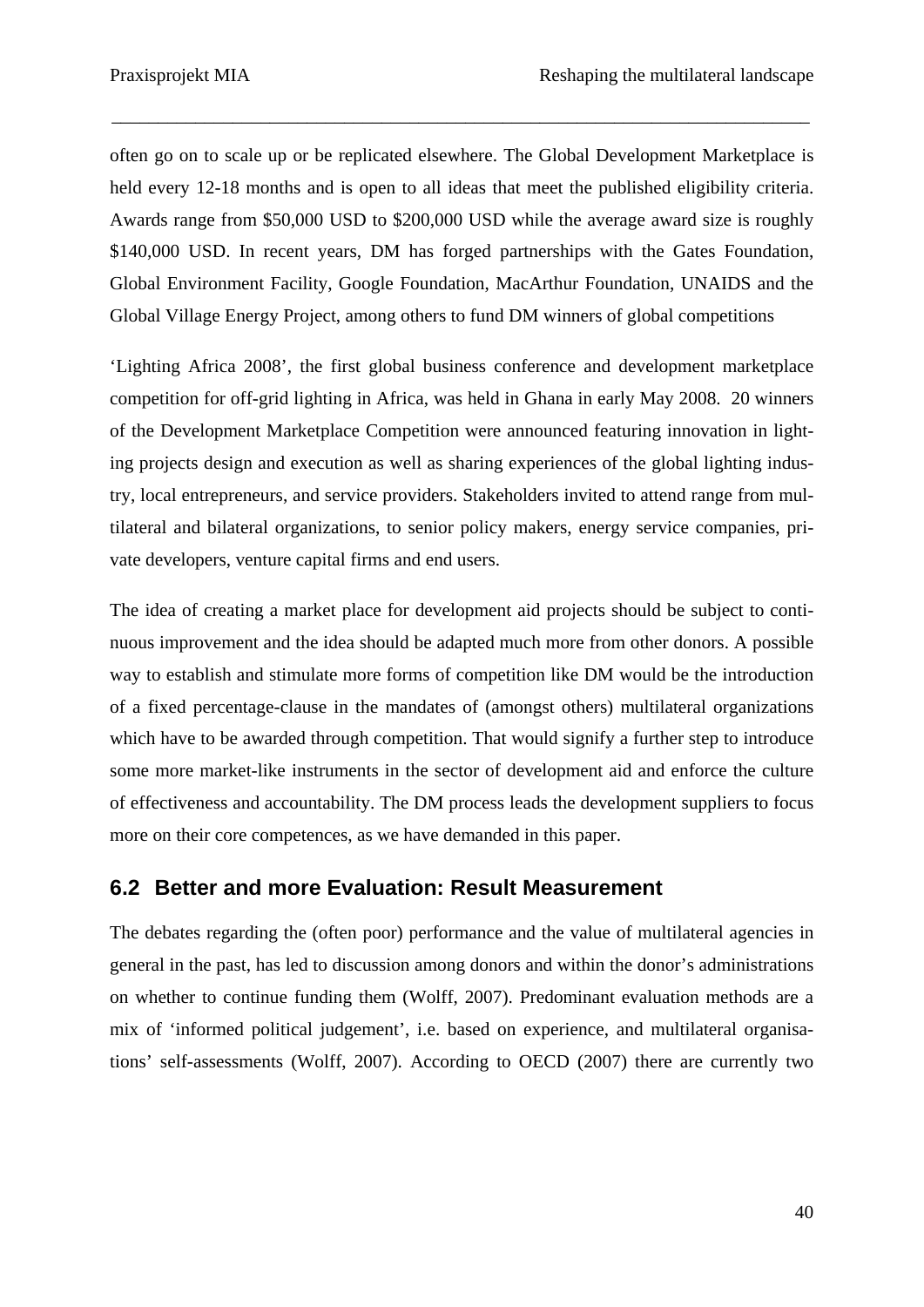often go on to scale up or be replicated elsewhere. The Global Development Marketplace is held every 12-18 months and is open to all ideas that meet the published eligibility criteria. Awards range from $50,000 USD to $200,000 USD while the average award size is roughly $140,000 USD. In recent years, DM has forged partnerships with the Gates Foundation, Global Environment Facility, Google Foundation, MacArthur Foundation, UNAIDS and the Global Village Energy Project, among others to fund DM winners of global competitions

'Lighting Africa 2008', the first global business conference and development marketplace competition for off-grid lighting in Africa, was held in Ghana in early May 2008. 20 winners of the Development Marketplace Competition were announced featuring innovation in lighting projects design and execution as well as sharing experiences of the global lighting industry, local entrepreneurs, and service providers. Stakeholders invited to attend range from multilateral and bilateral organizations, to senior policy makers, energy service companies, private developers, venture capital firms and end users.

The idea of creating a market place for development aid projects should be subject to continuous improvement and the idea should be adapted much more from other donors. A possible way to establish and stimulate more forms of competition like DM would be the introduction of a fixed percentage-clause in the mandates of (amongst others) multilateral organizations which have to be awarded through competition. That would signify a further step to introduce some more market-like instruments in the sector of development aid and enforce the culture of effectiveness and accountability. The DM process leads the development suppliers to focus more on their core competences, as we have demanded in this paper.

## 6.2 Better and more Evaluation: Result Measurement

The debates regarding the (often poor) performance and the value of multilateral agencies in general in the past, has led to discussion among donors and within the donor's administrations on whether to continue funding them (Wolff, 2007). Predominant evaluation methods are a mix of 'informed political judgement', i.e. based on experience, and multilateral organisations' self-assessments (Wolff, 2007). According to OECD (2007) there are currently two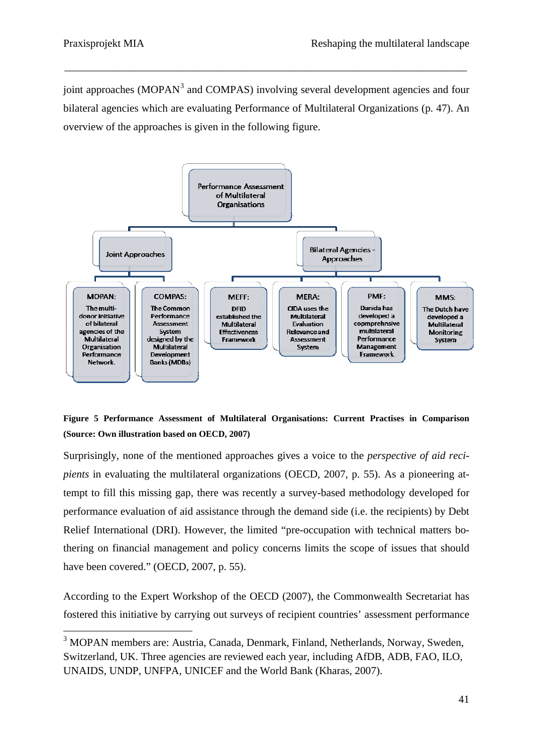joint approaches (MOPAN[3] and COMPAS) involving several development agencies and four bilateral agencies which are evaluating Performance of Multilateral Organizations (p. 47). An overview of the approaches is given in the following figure.

- **Performance Assessment of Multilateral Organisations**
  - **Joint Approaches**
    - **MOPAN:** The multi-donor initiative of bilateral agencies of the Multilateral Organisation Performance Network.
    - **COMPAS:** The Common Performance Assessment System designed by the Multilateral Development Banks (MDBs)
  - **Bilateral Agencies - Approaches**
    - **MEFF:** DFID established the Multilateral Effectiveness Framework
    - **MERA:** CIDA uses the Multilateral Evaluation Relevance and Assessment System
    - **PMF:** Danida has developed a copmprehnsive multilateral Performance Management Framework
    - **MMS:** The Dutch have developed a Multilateral Monitoring System

**Figure 5 Performance Assessment of Multilateral Organisations: Current Practises in Comparison (Source: Own illustration based on OECD, 2007)**

Surprisingly, none of the mentioned approaches gives a voice to the *perspective of aid recipients* in evaluating the multilateral organizations (OECD, 2007, p. 55). As a pioneering attempt to fill this missing gap, there was recently a survey-based methodology developed for performance evaluation of aid assistance through the demand side (i.e. the recipients) by Debt Relief International (DRI). However, the limited "pre-occupation with technical matters bothering on financial management and policy concerns limits the scope of issues that should have been covered." (OECD, 2007, p. 55).

According to the Expert Workshop of the OECD (2007), the Commonwealth Secretariat has fostered this initiative by carrying out surveys of recipient countries' assessment performance

---

[3] MOPAN members are: Austria, Canada, Denmark, Finland, Netherlands, Norway, Sweden, Switzerland, UK. Three agencies are reviewed each year, including AfDB, ADB, FAO, ILO, UNAIDS, UNDP, UNFPA, UNICEF and the World Bank (Kharas, 2007).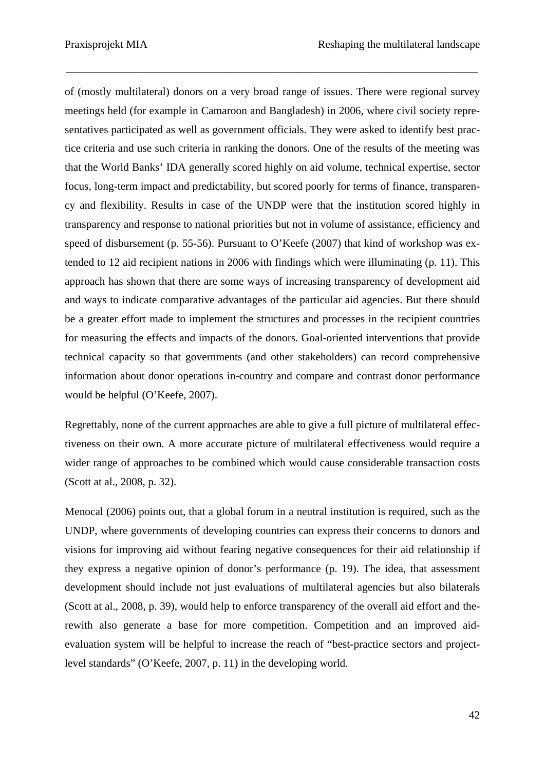of (mostly multilateral) donors on a very broad range of issues. There were regional survey meetings held (for example in Camaroon and Bangladesh) in 2006, where civil society representatives participated as well as government officials. They were asked to identify best practice criteria and use such criteria in ranking the donors. One of the results of the meeting was that the World Banks' IDA generally scored highly on aid volume, technical expertise, sector focus, long-term impact and predictability, but scored poorly for terms of finance, transparency and flexibility. Results in case of the UNDP were that the institution scored highly in transparency and response to national priorities but not in volume of assistance, efficiency and speed of disbursement (p. 55-56). Pursuant to O'Keefe (2007) that kind of workshop was extended to 12 aid recipient nations in 2006 with findings which were illuminating (p. 11). This approach has shown that there are some ways of increasing transparency of development aid and ways to indicate comparative advantages of the particular aid agencies. But there should be a greater effort made to implement the structures and processes in the recipient countries for measuring the effects and impacts of the donors. Goal-oriented interventions that provide technical capacity so that governments (and other stakeholders) can record comprehensive information about donor operations in-country and compare and contrast donor performance would be helpful (O'Keefe, 2007).

Regrettably, none of the current approaches are able to give a full picture of multilateral effectiveness on their own. A more accurate picture of multilateral effectiveness would require a wider range of approaches to be combined which would cause considerable transaction costs (Scott at al., 2008, p. 32).

Menocal (2006) points out, that a global forum in a neutral institution is required, such as the UNDP, where governments of developing countries can express their concerns to donors and visions for improving aid without fearing negative consequences for their aid relationship if they express a negative opinion of donor's performance (p. 19). The idea, that assessment development should include not just evaluations of multilateral agencies but also bilaterals (Scott at al., 2008, p. 39), would help to enforce transparency of the overall aid effort and therewith also generate a base for more competition. Competition and an improved aid-evaluation system will be helpful to increase the reach of "best-practice sectors and project-level standards" (O'Keefe, 2007, p. 11) in the developing world.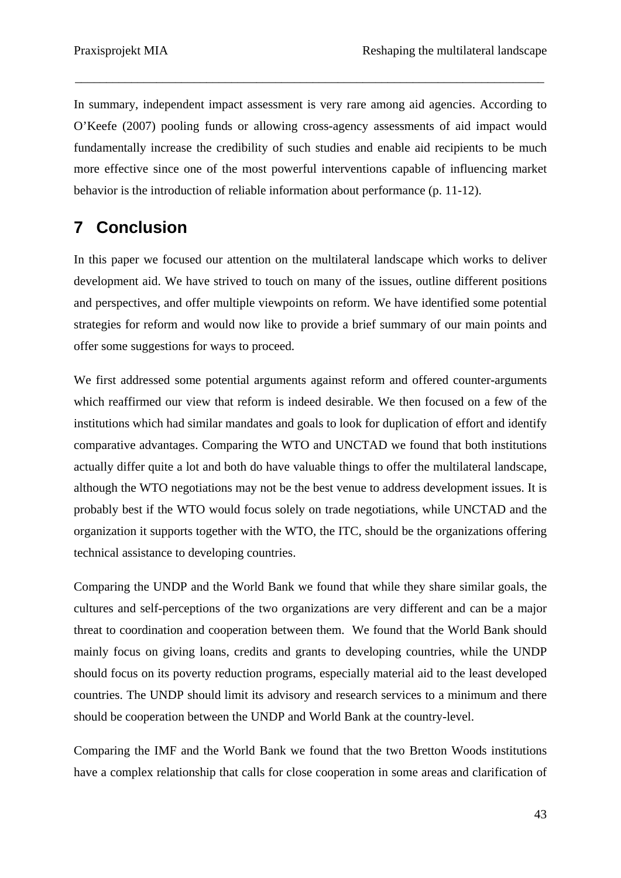In summary, independent impact assessment is very rare among aid agencies. According to O'Keefe (2007) pooling funds or allowing cross-agency assessments of aid impact would fundamentally increase the credibility of such studies and enable aid recipients to be much more effective since one of the most powerful interventions capable of influencing market behavior is the introduction of reliable information about performance (p. 11-12).

# 7 Conclusion

In this paper we focused our attention on the multilateral landscape which works to deliver development aid. We have strived to touch on many of the issues, outline different positions and perspectives, and offer multiple viewpoints on reform. We have identified some potential strategies for reform and would now like to provide a brief summary of our main points and offer some suggestions for ways to proceed.

We first addressed some potential arguments against reform and offered counter-arguments which reaffirmed our view that reform is indeed desirable. We then focused on a few of the institutions which had similar mandates and goals to look for duplication of effort and identify comparative advantages. Comparing the WTO and UNCTAD we found that both institutions actually differ quite a lot and both do have valuable things to offer the multilateral landscape, although the WTO negotiations may not be the best venue to address development issues. It is probably best if the WTO would focus solely on trade negotiations, while UNCTAD and the organization it supports together with the WTO, the ITC, should be the organizations offering technical assistance to developing countries.

Comparing the UNDP and the World Bank we found that while they share similar goals, the cultures and self-perceptions of the two organizations are very different and can be a major threat to coordination and cooperation between them. We found that the World Bank should mainly focus on giving loans, credits and grants to developing countries, while the UNDP should focus on its poverty reduction programs, especially material aid to the least developed countries. The UNDP should limit its advisory and research services to a minimum and there should be cooperation between the UNDP and World Bank at the country-level.

Comparing the IMF and the World Bank we found that the two Bretton Woods institutions have a complex relationship that calls for close cooperation in some areas and clarification of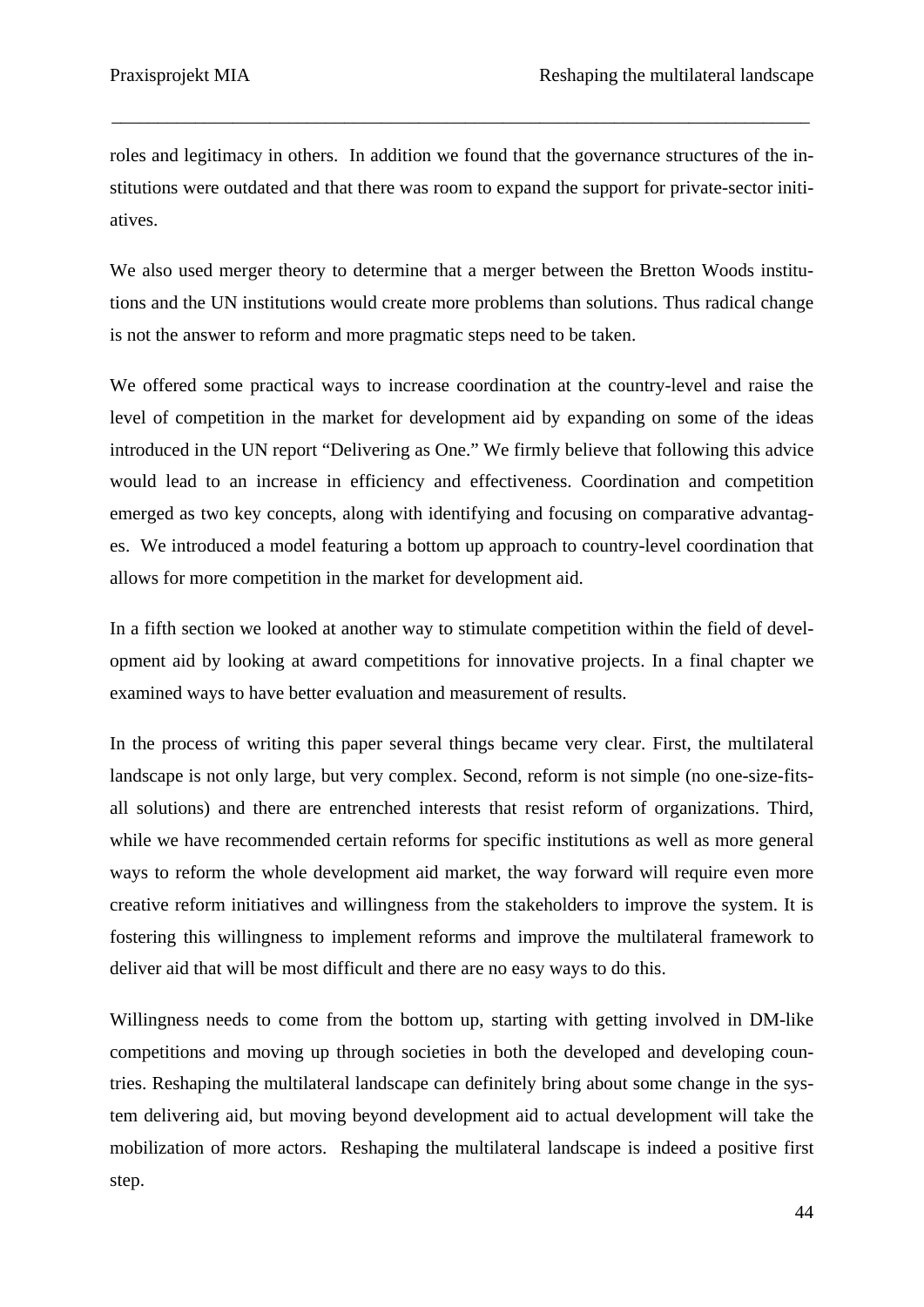roles and legitimacy in others. In addition we found that the governance structures of the institutions were outdated and that there was room to expand the support for private-sector initiatives.

We also used merger theory to determine that a merger between the Bretton Woods institutions and the UN institutions would create more problems than solutions. Thus radical change is not the answer to reform and more pragmatic steps need to be taken.

We offered some practical ways to increase coordination at the country-level and raise the level of competition in the market for development aid by expanding on some of the ideas introduced in the UN report "Delivering as One." We firmly believe that following this advice would lead to an increase in efficiency and effectiveness. Coordination and competition emerged as two key concepts, along with identifying and focusing on comparative advantages. We introduced a model featuring a bottom up approach to country-level coordination that allows for more competition in the market for development aid.

In a fifth section we looked at another way to stimulate competition within the field of development aid by looking at award competitions for innovative projects. In a final chapter we examined ways to have better evaluation and measurement of results.

In the process of writing this paper several things became very clear. First, the multilateral landscape is not only large, but very complex. Second, reform is not simple (no one-size-fits-all solutions) and there are entrenched interests that resist reform of organizations. Third, while we have recommended certain reforms for specific institutions as well as more general ways to reform the whole development aid market, the way forward will require even more creative reform initiatives and willingness from the stakeholders to improve the system. It is fostering this willingness to implement reforms and improve the multilateral framework to deliver aid that will be most difficult and there are no easy ways to do this.

Willingness needs to come from the bottom up, starting with getting involved in DM-like competitions and moving up through societies in both the developed and developing countries. Reshaping the multilateral landscape can definitely bring about some change in the system delivering aid, but moving beyond development aid to actual development will take the mobilization of more actors. Reshaping the multilateral landscape is indeed a positive first step.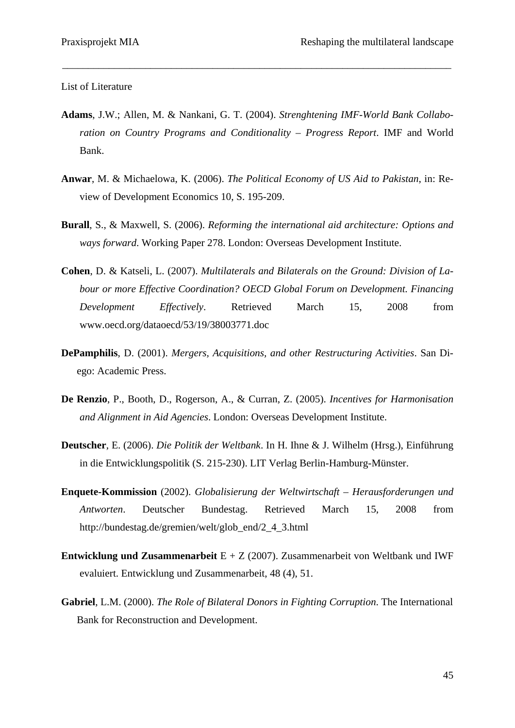List of Literature

**Adams**, J.W.; Allen, M. & Nankani, G. T. (2004). *Strenghtening IMF-World Bank Collaboration on Country Programs and Conditionality – Progress Report*. IMF and World Bank.

**Anwar**, M. & Michaelowa, K. (2006). *The Political Economy of US Aid to Pakistan*, in: Review of Development Economics 10, S. 195-209.

**Burall**, S., & Maxwell, S. (2006). *Reforming the international aid architecture: Options and ways forward*. Working Paper 278. London: Overseas Development Institute.

**Cohen**, D. & Katseli, L. (2007). *Multilaterals and Bilaterals on the Ground: Division of Labour or more Effective Coordination? OECD Global Forum on Development. Financing Development Effectively*. Retrieved March 15, 2008 from www.oecd.org/dataoecd/53/19/38003771.doc

**DePamphilis**, D. (2001). *Mergers, Acquisitions, and other Restructuring Activities*. San Diego: Academic Press.

**De Renzio**, P., Booth, D., Rogerson, A., & Curran, Z. (2005). *Incentives for Harmonisation and Alignment in Aid Agencies*. London: Overseas Development Institute.

**Deutscher**, E. (2006). *Die Politik der Weltbank*. In H. Ihne & J. Wilhelm (Hrsg.), Einführung in die Entwicklungspolitik (S. 215-230). LIT Verlag Berlin-Hamburg-Münster.

**Enquete-Kommission** (2002). *Globalisierung der Weltwirtschaft – Herausforderungen und Antworten*. Deutscher Bundestag. Retrieved March 15, 2008 from http://bundestag.de/gremien/welt/glob_end/2_4_3.html

**Entwicklung und Zusammenarbeit** E + Z (2007). Zusammenarbeit von Weltbank und IWF evaluiert. Entwicklung und Zusammenarbeit, 48 (4), 51.

**Gabriel**, L.M. (2000). *The Role of Bilateral Donors in Fighting Corruption*. The International Bank for Reconstruction and Development.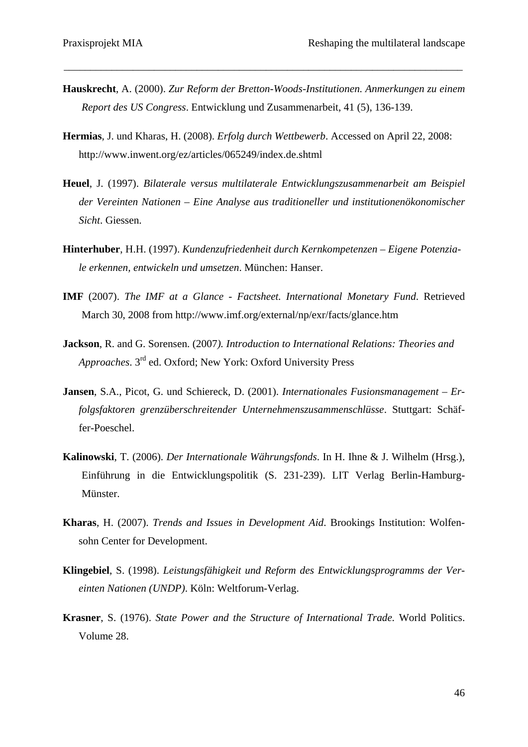**Hauskrecht**, A. (2000). *Zur Reform der Bretton-Woods-Institutionen. Anmerkungen zu einem Report des US Congress*. Entwicklung und Zusammenarbeit, 41 (5), 136-139.

**Hermias**, J. und Kharas, H. (2008). *Erfolg durch Wettbewerb*. Accessed on April 22, 2008: http://www.inwent.org/ez/articles/065249/index.de.shtml

**Heuel**, J. (1997). *Bilaterale versus multilaterale Entwicklungszusammenarbeit am Beispiel der Vereinten Nationen – Eine Analyse aus traditioneller und institutionenökonomischer Sicht*. Giessen.

**Hinterhuber**, H.H. (1997). *Kundenzufriedenheit durch Kernkompetenzen – Eigene Potenziale erkennen, entwickeln und umsetzen*. München: Hanser.

**IMF** (2007). *The IMF at a Glance - Factsheet. International Monetary Fund*. Retrieved March 30, 2008 from http://www.imf.org/external/np/exr/facts/glance.htm

**Jackson**, R. and G. Sorensen. (2007*). Introduction to International Relations: Theories and Approaches*. 3rd ed. Oxford; New York: Oxford University Press

**Jansen**, S.A., Picot, G. und Schiereck, D. (2001). *Internationales Fusionsmanagement – Erfolgsfaktoren grenzüberschreitender Unternehmenszusammenschlüsse*. Stuttgart: Schäffer-Poeschel.

**Kalinowski**, T. (2006). *Der Internationale Währungsfonds*. In H. Ihne & J. Wilhelm (Hrsg.), Einführung in die Entwicklungspolitik (S. 231-239). LIT Verlag Berlin-Hamburg-Münster.

**Kharas**, H. (2007). *Trends and Issues in Development Aid*. Brookings Institution: Wolfensohn Center for Development.

**Klingebiel**, S. (1998). *Leistungsfähigkeit und Reform des Entwicklungsprogramms der Vereinten Nationen (UNDP)*. Köln: Weltforum-Verlag.

**Krasner**, S. (1976). *State Power and the Structure of International Trade.* World Politics. Volume 28.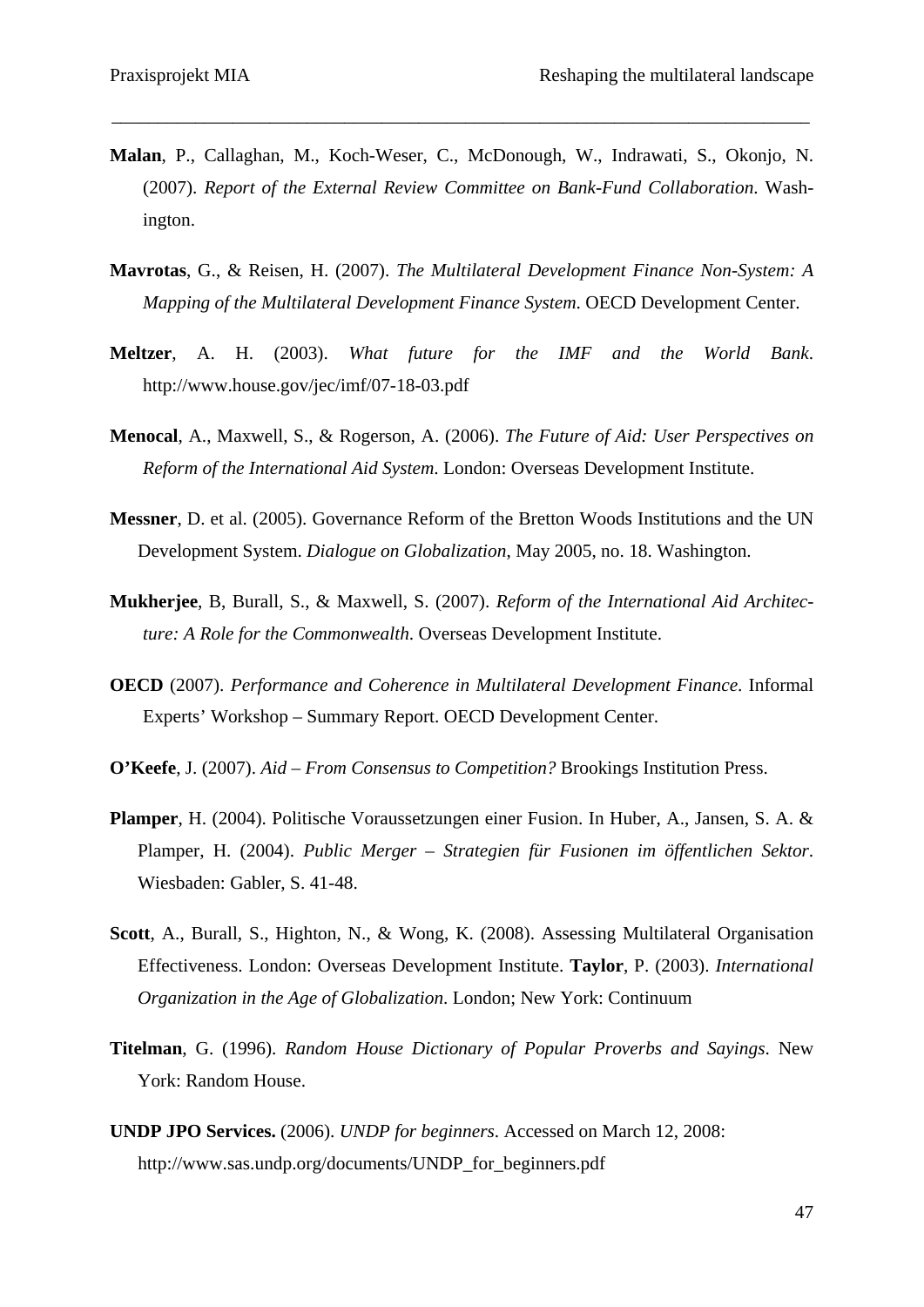**Malan**, P., Callaghan, M., Koch-Weser, C., McDonough, W., Indrawati, S., Okonjo, N. (2007). *Report of the External Review Committee on Bank-Fund Collaboration*. Washington.

**Mavrotas**, G., & Reisen, H. (2007). *The Multilateral Development Finance Non-System: A Mapping of the Multilateral Development Finance System*. OECD Development Center.

**Meltzer**, A. H. (2003). *What future for the IMF and the World Bank*. http://www.house.gov/jec/imf/07-18-03.pdf

**Menocal**, A., Maxwell, S., & Rogerson, A. (2006). *The Future of Aid: User Perspectives on Reform of the International Aid System*. London: Overseas Development Institute.

**Messner**, D. et al. (2005). Governance Reform of the Bretton Woods Institutions and the UN Development System. *Dialogue on Globalization*, May 2005, no. 18. Washington.

**Mukherjee**, B, Burall, S., & Maxwell, S. (2007). *Reform of the International Aid Architecture: A Role for the Commonwealth*. Overseas Development Institute.

**OECD** (2007). *Performance and Coherence in Multilateral Development Finance*. Informal Experts' Workshop – Summary Report. OECD Development Center.

**O'Keefe**, J. (2007). *Aid – From Consensus to Competition?* Brookings Institution Press.

**Plamper**, H. (2004). Politische Voraussetzungen einer Fusion. In Huber, A., Jansen, S. A. & Plamper, H. (2004). *Public Merger – Strategien für Fusionen im öffentlichen Sektor*. Wiesbaden: Gabler, S. 41-48.

**Scott**, A., Burall, S., Highton, N., & Wong, K. (2008). Assessing Multilateral Organisation Effectiveness. London: Overseas Development Institute. **Taylor**, P. (2003). *International Organization in the Age of Globalization*. London; New York: Continuum

**Titelman**, G. (1996). *Random House Dictionary of Popular Proverbs and Sayings*. New York: Random House.

**UNDP JPO Services.** (2006). *UNDP for beginners*. Accessed on March 12, 2008: http://www.sas.undp.org/documents/UNDP_for_beginners.pdf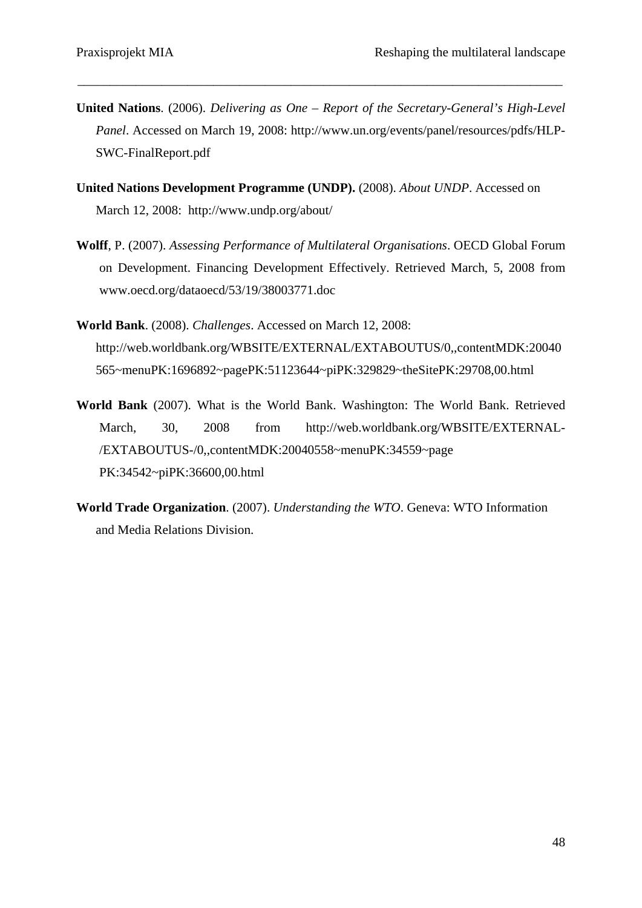**United Nations**. (2006). *Delivering as One – Report of the Secretary-General's High-Level Panel*. Accessed on March 19, 2008: http://www.un.org/events/panel/resources/pdfs/HLP-SWC-FinalReport.pdf

**United Nations Development Programme (UNDP).** (2008). *About UNDP*. Accessed on March 12, 2008: http://www.undp.org/about/

**Wolff**, P. (2007). *Assessing Performance of Multilateral Organisations*. OECD Global Forum on Development. Financing Development Effectively. Retrieved March, 5, 2008 from www.oecd.org/dataoecd/53/19/38003771.doc

**World Bank**. (2008). *Challenges*. Accessed on March 12, 2008: http://web.worldbank.org/WBSITE/EXTERNAL/EXTABOUTUS/0,,contentMDK:20040565~menuPK:1696892~pagePK:51123644~piPK:329829~theSitePK:29708,00.html

**World Bank** (2007). What is the World Bank. Washington: The World Bank. Retrieved March, 30, 2008 from http://web.worldbank.org/WBSITE/EXTERNAL-/EXTABOUTUS-/0,,contentMDK:20040558~menuPK:34559~page PK:34542~piPK:36600,00.html

**World Trade Organization**. (2007). *Understanding the WTO*. Geneva: WTO Information and Media Relations Division.